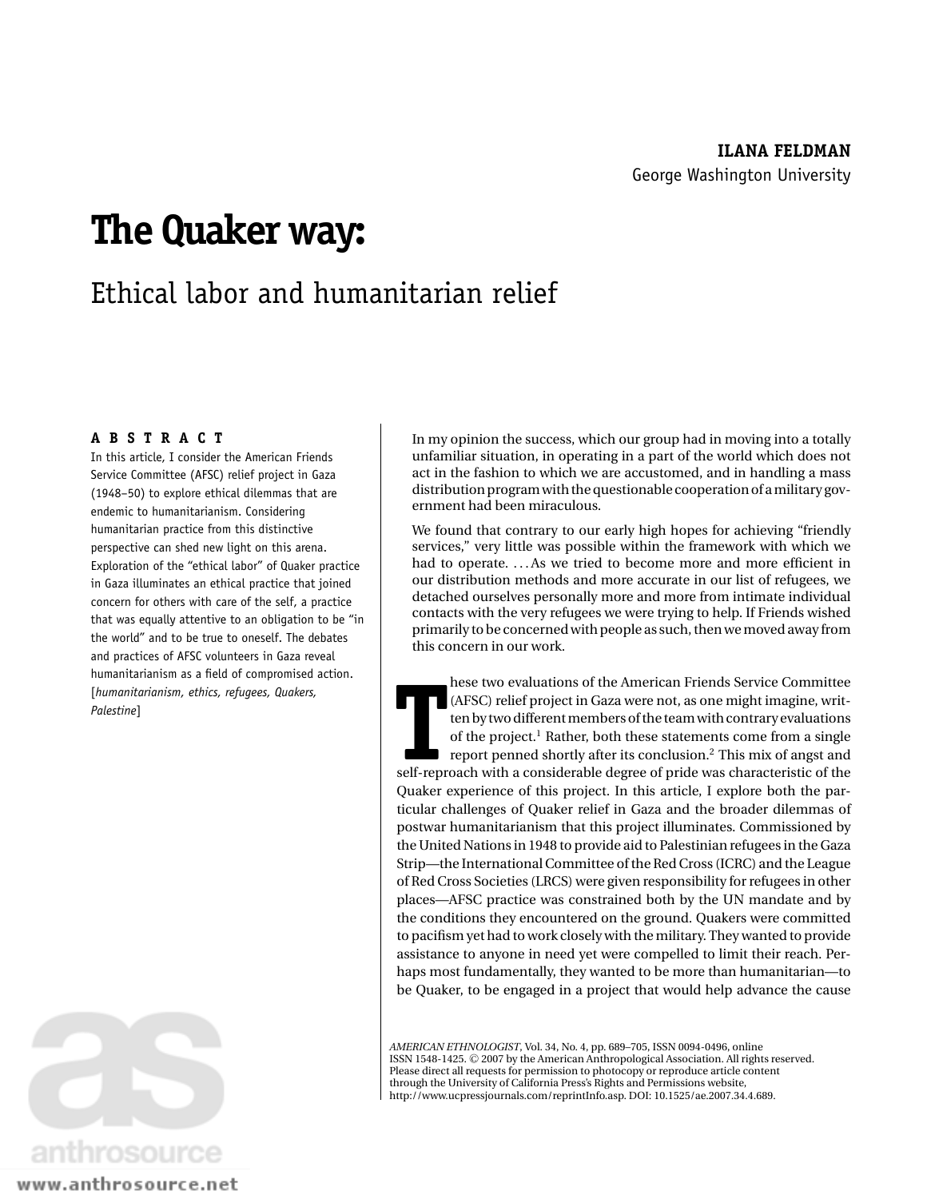**ILANA FELDMAN**
George Washington University

# The Quaker way:

## Ethical labor and humanitarian relief

### ABSTRACT

In this article, I consider the American Friends Service Committee (AFSC) relief project in Gaza (1948–50) to explore ethical dilemmas that are endemic to humanitarianism. Considering humanitarian practice from this distinctive perspective can shed new light on this arena. Exploration of the "ethical labor" of Quaker practice in Gaza illuminates an ethical practice that joined concern for others with care of the self, a practice that was equally attentive to an obligation to be "in the world" and to be true to oneself. The debates and practices of AFSC volunteers in Gaza reveal humanitarianism as a field of compromised action. [*humanitarianism, ethics, refugees, Quakers, Palestine*]

> In my opinion the success, which our group had in moving into a totally unfamiliar situation, in operating in a part of the world which does not act in the fashion to which we are accustomed, and in handling a mass distribution program with the questionable cooperation of a military government had been miraculous.
>
> We found that contrary to our early high hopes for achieving "friendly services," very little was possible within the framework with which we had to operate. . . . As we tried to become more and more efficient in our distribution methods and more accurate in our list of refugees, we detached ourselves personally more and more from intimate individual contacts with the very refugees we were trying to help. If Friends wished primarily to be concerned with people as such, then we moved away from this concern in our work.

These two evaluations of the American Friends Service Committee (AFSC) relief project in Gaza were not, as one might imagine, written by two different members of the team with contrary evaluations of the project.[1] Rather, both these statements come from a single report penned shortly after its conclusion.[2] This mix of angst and self-reproach with a considerable degree of pride was characteristic of the Quaker experience of this project. In this article, I explore both the particular challenges of Quaker relief in Gaza and the broader dilemmas of postwar humanitarianism that this project illuminates. Commissioned by the United Nations in 1948 to provide aid to Palestinian refugees in the Gaza Strip—the International Committee of the Red Cross (ICRC) and the League of Red Cross Societies (LRCS) were given responsibility for refugees in other places—AFSC practice was constrained both by the UN mandate and by the conditions they encountered on the ground. Quakers were committed to pacifism yet had to work closely with the military. They wanted to provide assistance to anyone in need yet were compelled to limit their reach. Perhaps most fundamentally, they wanted to be more than humanitarian—to be Quaker, to be engaged in a project that would help advance the cause

*AMERICAN ETHNOLOGIST*, Vol. 34, No. 4, pp. 689–705, ISSN 0094-0496, online ISSN 1548-1425. © 2007 by the American Anthropological Association. All rights reserved. Please direct all requests for permission to photocopy or reproduce article content through the University of California Press's Rights and Permissions website, http://www.ucpressjournals.com/reprintInfo.asp. DOI: 10.1525/ae.2007.34.4.689.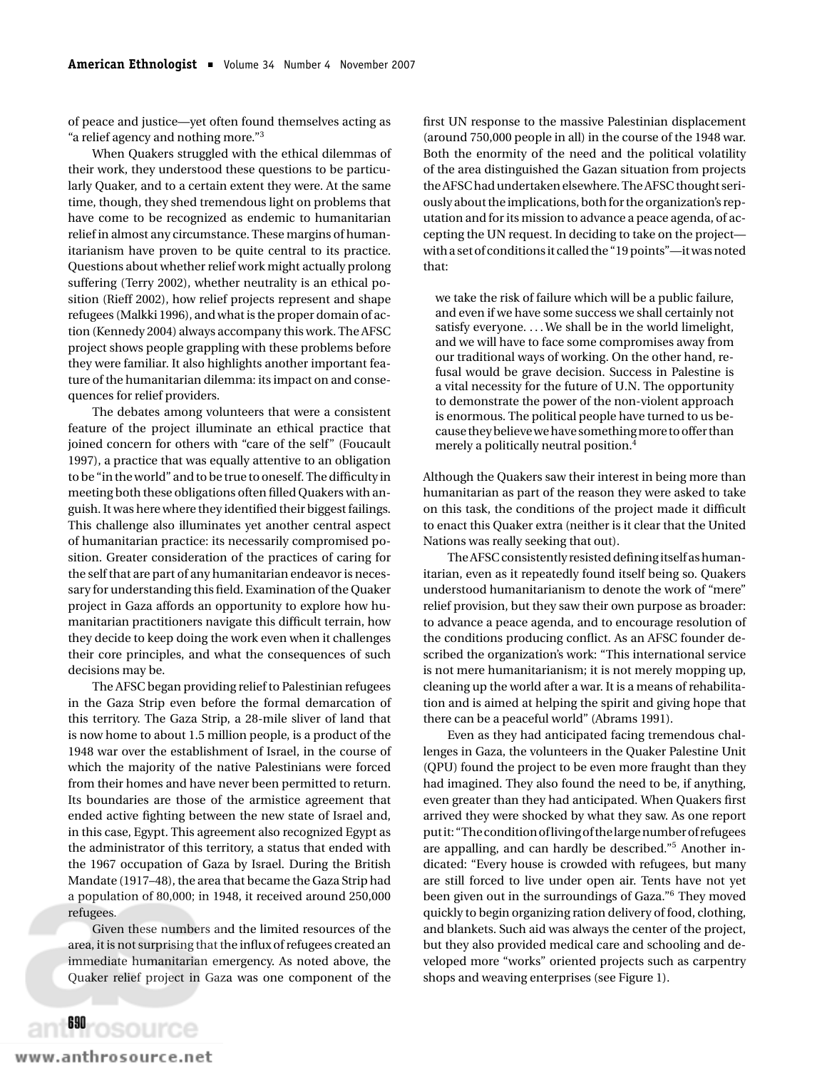of peace and justice—yet often found themselves acting as "a relief agency and nothing more."[3]

When Quakers struggled with the ethical dilemmas of their work, they understood these questions to be particularly Quaker, and to a certain extent they were. At the same time, though, they shed tremendous light on problems that have come to be recognized as endemic to humanitarian relief in almost any circumstance. These margins of humanitarianism have proven to be quite central to its practice. Questions about whether relief work might actually prolong suffering (Terry 2002), whether neutrality is an ethical position (Rieff 2002), how relief projects represent and shape refugees (Malkki 1996), and what is the proper domain of action (Kennedy 2004) always accompany this work. The AFSC project shows people grappling with these problems before they were familiar. It also highlights another important feature of the humanitarian dilemma: its impact on and consequences for relief providers.

The debates among volunteers that were a consistent feature of the project illuminate an ethical practice that joined concern for others with "care of the self" (Foucault 1997), a practice that was equally attentive to an obligation to be "in the world" and to be true to oneself. The difficulty in meeting both these obligations often filled Quakers with anguish. It was here where they identified their biggest failings. This challenge also illuminates yet another central aspect of humanitarian practice: its necessarily compromised position. Greater consideration of the practices of caring for the self that are part of any humanitarian endeavor is necessary for understanding this field. Examination of the Quaker project in Gaza affords an opportunity to explore how humanitarian practitioners navigate this difficult terrain, how they decide to keep doing the work even when it challenges their core principles, and what the consequences of such decisions may be.

The AFSC began providing relief to Palestinian refugees in the Gaza Strip even before the formal demarcation of this territory. The Gaza Strip, a 28-mile sliver of land that is now home to about 1.5 million people, is a product of the 1948 war over the establishment of Israel, in the course of which the majority of the native Palestinians were forced from their homes and have never been permitted to return. Its boundaries are those of the armistice agreement that ended active fighting between the new state of Israel and, in this case, Egypt. This agreement also recognized Egypt as the administrator of this territory, a status that ended with the 1967 occupation of Gaza by Israel. During the British Mandate (1917–48), the area that became the Gaza Strip had a population of 80,000; in 1948, it received around 250,000 refugees.

Given these numbers and the limited resources of the area, it is not surprising that the influx of refugees created an immediate humanitarian emergency. As noted above, the Quaker relief project in Gaza was one component of the first UN response to the massive Palestinian displacement (around 750,000 people in all) in the course of the 1948 war. Both the enormity of the need and the political volatility of the area distinguished the Gazan situation from projects the AFSC had undertaken elsewhere. The AFSC thought seriously about the implications, both for the organization's reputation and for its mission to advance a peace agenda, of accepting the UN request. In deciding to take on the project—with a set of conditions it called the "19 points"—it was noted that:

> we take the risk of failure which will be a public failure, and even if we have some success we shall certainly not satisfy everyone. . . . We shall be in the world limelight, and we will have to face some compromises away from our traditional ways of working. On the other hand, refusal would be grave decision. Success in Palestine is a vital necessity for the future of U.N. The opportunity to demonstrate the power of the non-violent approach is enormous. The political people have turned to us because they believe we have something more to offer than merely a politically neutral position.[4]

Although the Quakers saw their interest in being more than humanitarian as part of the reason they were asked to take on this task, the conditions of the project made it difficult to enact this Quaker extra (neither is it clear that the United Nations was really seeking that out).

The AFSC consistently resisted defining itself as humanitarian, even as it repeatedly found itself being so. Quakers understood humanitarianism to denote the work of "mere" relief provision, but they saw their own purpose as broader: to advance a peace agenda, and to encourage resolution of the conditions producing conflict. As an AFSC founder described the organization's work: "This international service is not mere humanitarianism; it is not merely mopping up, cleaning up the world after a war. It is a means of rehabilitation and is aimed at helping the spirit and giving hope that there can be a peaceful world" (Abrams 1991).

Even as they had anticipated facing tremendous challenges in Gaza, the volunteers in the Quaker Palestine Unit (QPU) found the project to be even more fraught than they had imagined. They also found the need to be, if anything, even greater than they had anticipated. When Quakers first arrived they were shocked by what they saw. As one report put it: "The condition of living of the large number of refugees are appalling, and can hardly be described."[5] Another indicated: "Every house is crowded with refugees, but many are still forced to live under open air. Tents have not yet been given out in the surroundings of Gaza."[6] They moved quickly to begin organizing ration delivery of food, clothing, and blankets. Such aid was always the center of the project, but they also provided medical care and schooling and developed more "works" oriented projects such as carpentry shops and weaving enterprises (see Figure 1).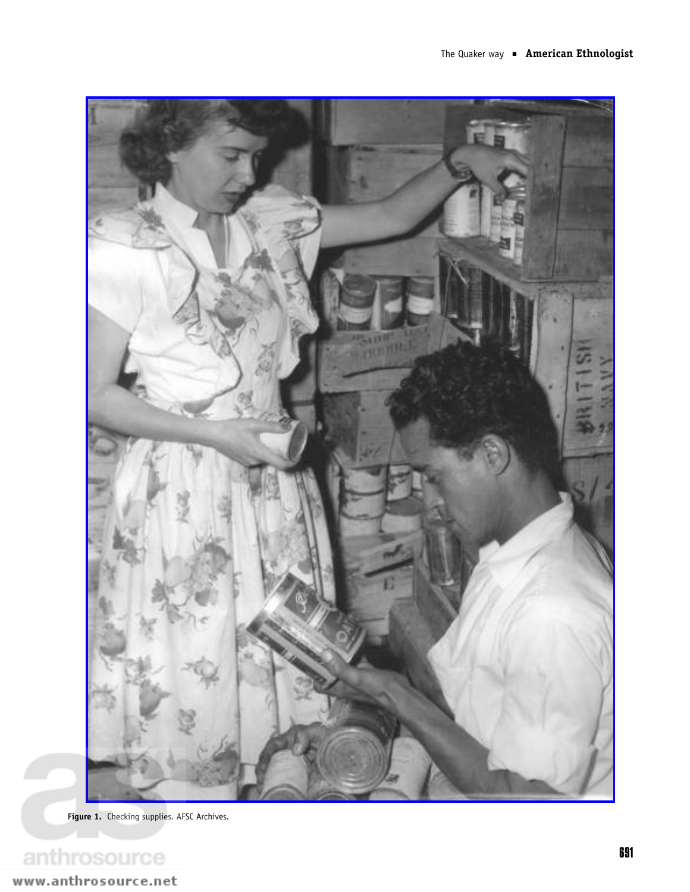**Figure 1.** Checking supplies. AFSC Archives.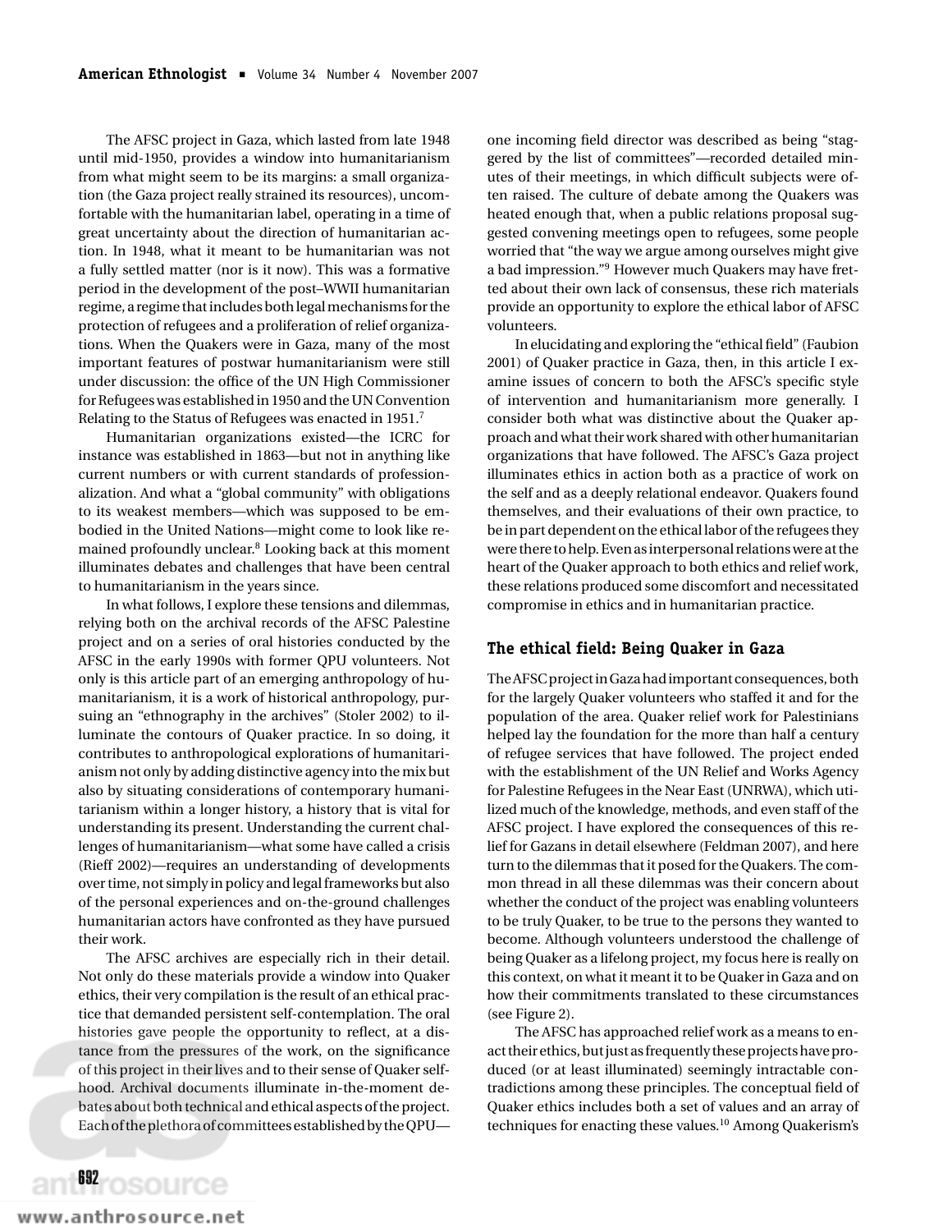The AFSC project in Gaza, which lasted from late 1948 until mid-1950, provides a window into humanitarianism from what might seem to be its margins: a small organization (the Gaza project really strained its resources), uncomfortable with the humanitarian label, operating in a time of great uncertainty about the direction of humanitarian action. In 1948, what it meant to be humanitarian was not a fully settled matter (nor is it now). This was a formative period in the development of the post–WWII humanitarian regime, a regime that includes both legal mechanisms for the protection of refugees and a proliferation of relief organizations. When the Quakers were in Gaza, many of the most important features of postwar humanitarianism were still under discussion: the office of the UN High Commissioner for Refugees was established in 1950 and the UN Convention Relating to the Status of Refugees was enacted in 1951.[7]

Humanitarian organizations existed—the ICRC for instance was established in 1863—but not in anything like current numbers or with current standards of professionalization. And what a "global community" with obligations to its weakest members—which was supposed to be embodied in the United Nations—might come to look like remained profoundly unclear.[8] Looking back at this moment illuminates debates and challenges that have been central to humanitarianism in the years since.

In what follows, I explore these tensions and dilemmas, relying both on the archival records of the AFSC Palestine project and on a series of oral histories conducted by the AFSC in the early 1990s with former QPU volunteers. Not only is this article part of an emerging anthropology of humanitarianism, it is a work of historical anthropology, pursuing an "ethnography in the archives" (Stoler 2002) to illuminate the contours of Quaker practice. In so doing, it contributes to anthropological explorations of humanitarianism not only by adding distinctive agency into the mix but also by situating considerations of contemporary humanitarianism within a longer history, a history that is vital for understanding its present. Understanding the current challenges of humanitarianism—what some have called a crisis (Rieff 2002)—requires an understanding of developments over time, not simply in policy and legal frameworks but also of the personal experiences and on-the-ground challenges humanitarian actors have confronted as they have pursued their work.

The AFSC archives are especially rich in their detail. Not only do these materials provide a window into Quaker ethics, their very compilation is the result of an ethical practice that demanded persistent self-contemplation. The oral histories gave people the opportunity to reflect, at a distance from the pressures of the work, on the significance of this project in their lives and to their sense of Quaker selfhood. Archival documents illuminate in-the-moment debates about both technical and ethical aspects of the project. Each of the plethora of committees established by the QPU—one incoming field director was described as being "staggered by the list of committees"—recorded detailed minutes of their meetings, in which difficult subjects were often raised. The culture of debate among the Quakers was heated enough that, when a public relations proposal suggested convening meetings open to refugees, some people worried that "the way we argue among ourselves might give a bad impression."[9] However much Quakers may have fretted about their own lack of consensus, these rich materials provide an opportunity to explore the ethical labor of AFSC volunteers.

In elucidating and exploring the "ethical field" (Faubion 2001) of Quaker practice in Gaza, then, in this article I examine issues of concern to both the AFSC's specific style of intervention and humanitarianism more generally. I consider both what was distinctive about the Quaker approach and what their work shared with other humanitarian organizations that have followed. The AFSC's Gaza project illuminates ethics in action both as a practice of work on the self and as a deeply relational endeavor. Quakers found themselves, and their evaluations of their own practice, to be in part dependent on the ethical labor of the refugees they were there to help. Even as interpersonal relations were at the heart of the Quaker approach to both ethics and relief work, these relations produced some discomfort and necessitated compromise in ethics and in humanitarian practice.

## The ethical field: Being Quaker in Gaza

The AFSC project in Gaza had important consequences, both for the largely Quaker volunteers who staffed it and for the population of the area. Quaker relief work for Palestinians helped lay the foundation for the more than half a century of refugee services that have followed. The project ended with the establishment of the UN Relief and Works Agency for Palestine Refugees in the Near East (UNRWA), which utilized much of the knowledge, methods, and even staff of the AFSC project. I have explored the consequences of this relief for Gazans in detail elsewhere (Feldman 2007), and here turn to the dilemmas that it posed for the Quakers. The common thread in all these dilemmas was their concern about whether the conduct of the project was enabling volunteers to be truly Quaker, to be true to the persons they wanted to become. Although volunteers understood the challenge of being Quaker as a lifelong project, my focus here is really on this context, on what it meant it to be Quaker in Gaza and on how their commitments translated to these circumstances (see Figure 2).

The AFSC has approached relief work as a means to enact their ethics, but just as frequently these projects have produced (or at least illuminated) seemingly intractable contradictions among these principles. The conceptual field of Quaker ethics includes both a set of values and an array of techniques for enacting these values.[10] Among Quakerism's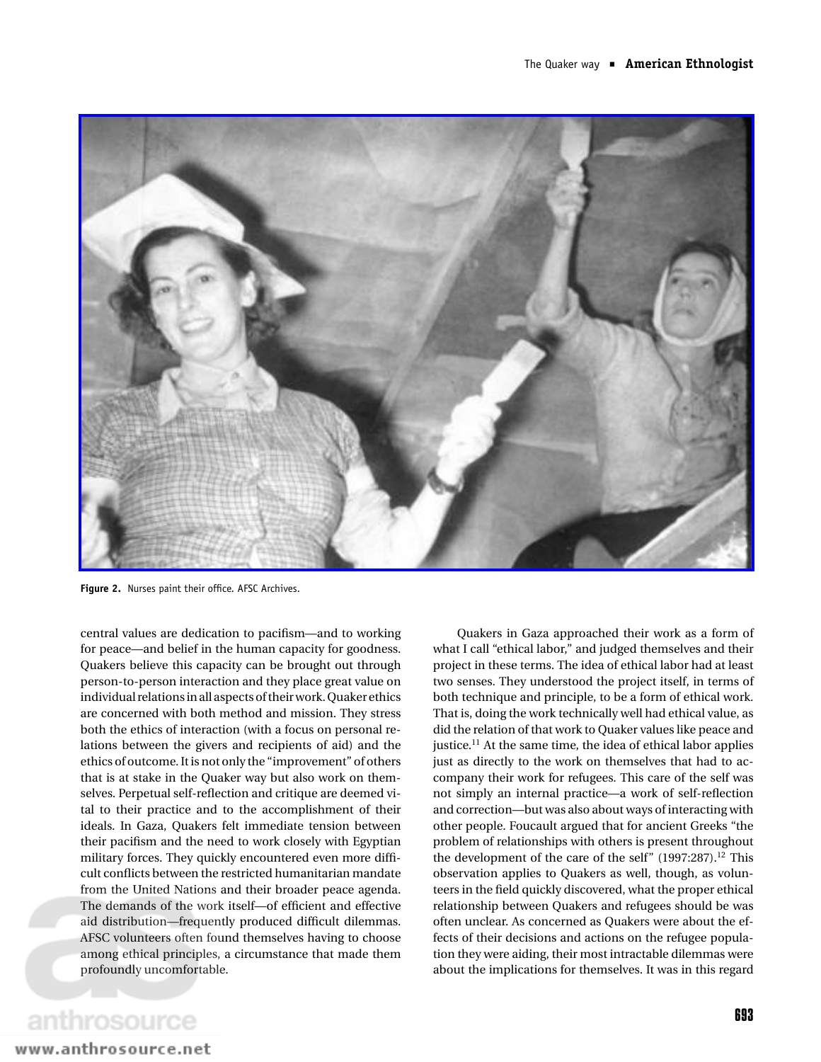Figure 2. Nurses paint their office. AFSC Archives.

central values are dedication to pacifism—and to working for peace—and belief in the human capacity for goodness. Quakers believe this capacity can be brought out through person-to-person interaction and they place great value on individual relations in all aspects of their work. Quaker ethics are concerned with both method and mission. They stress both the ethics of interaction (with a focus on personal relations between the givers and recipients of aid) and the ethics of outcome. It is not only the "improvement" of others that is at stake in the Quaker way but also work on themselves. Perpetual self-reflection and critique are deemed vital to their practice and to the accomplishment of their ideals. In Gaza, Quakers felt immediate tension between their pacifism and the need to work closely with Egyptian military forces. They quickly encountered even more difficult conflicts between the restricted humanitarian mandate from the United Nations and their broader peace agenda. The demands of the work itself—of efficient and effective aid distribution—frequently produced difficult dilemmas. AFSC volunteers often found themselves having to choose among ethical principles, a circumstance that made them profoundly uncomfortable.

Quakers in Gaza approached their work as a form of what I call "ethical labor," and judged themselves and their project in these terms. The idea of ethical labor had at least two senses. They understood the project itself, in terms of both technique and principle, to be a form of ethical work. That is, doing the work technically well had ethical value, as did the relation of that work to Quaker values like peace and justice.[11] At the same time, the idea of ethical labor applies just as directly to the work on themselves that had to accompany their work for refugees. This care of the self was not simply an internal practice—a work of self-reflection and correction—but was also about ways of interacting with other people. Foucault argued that for ancient Greeks "the problem of relationships with others is present throughout the development of the care of the self" (1997:287).[12] This observation applies to Quakers as well, though, as volunteers in the field quickly discovered, what the proper ethical relationship between Quakers and refugees should be was often unclear. As concerned as Quakers were about the effects of their decisions and actions on the refugee population they were aiding, their most intractable dilemmas were about the implications for themselves. It was in this regard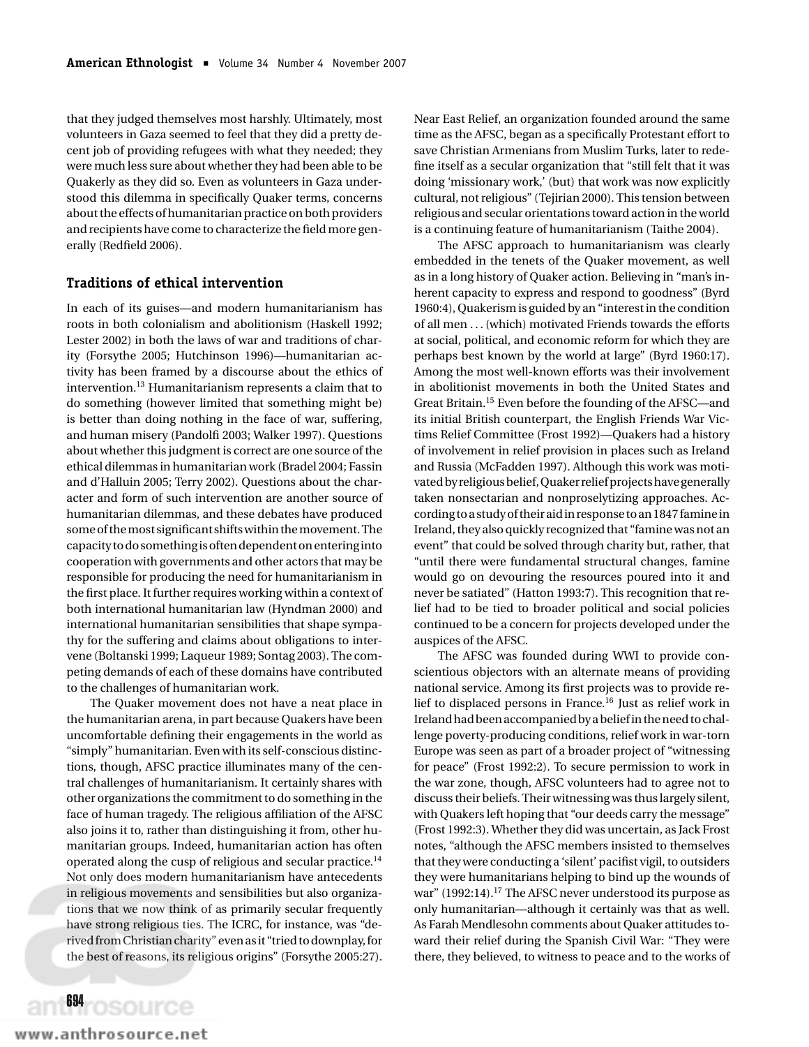that they judged themselves most harshly. Ultimately, most volunteers in Gaza seemed to feel that they did a pretty decent job of providing refugees with what they needed; they were much less sure about whether they had been able to be Quakerly as they did so. Even as volunteers in Gaza understood this dilemma in specifically Quaker terms, concerns about the effects of humanitarian practice on both providers and recipients have come to characterize the field more generally (Redfield 2006).

## Traditions of ethical intervention

In each of its guises—and modern humanitarianism has roots in both colonialism and abolitionism (Haskell 1992; Lester 2002) in both the laws of war and traditions of charity (Forsythe 2005; Hutchinson 1996)—humanitarian activity has been framed by a discourse about the ethics of intervention.[13] Humanitarianism represents a claim that to do something (however limited that something might be) is better than doing nothing in the face of war, suffering, and human misery (Pandolfi 2003; Walker 1997). Questions about whether this judgment is correct are one source of the ethical dilemmas in humanitarian work (Bradel 2004; Fassin and d'Halluin 2005; Terry 2002). Questions about the character and form of such intervention are another source of humanitarian dilemmas, and these debates have produced some of the most significant shifts within the movement. The capacity to do something is often dependent on entering into cooperation with governments and other actors that may be responsible for producing the need for humanitarianism in the first place. It further requires working within a context of both international humanitarian law (Hyndman 2000) and international humanitarian sensibilities that shape sympathy for the suffering and claims about obligations to intervene (Boltanski 1999; Laqueur 1989; Sontag 2003). The competing demands of each of these domains have contributed to the challenges of humanitarian work.

The Quaker movement does not have a neat place in the humanitarian arena, in part because Quakers have been uncomfortable defining their engagements in the world as "simply" humanitarian. Even with its self-conscious distinctions, though, AFSC practice illuminates many of the central challenges of humanitarianism. It certainly shares with other organizations the commitment to do something in the face of human tragedy. The religious affiliation of the AFSC also joins it to, rather than distinguishing it from, other humanitarian groups. Indeed, humanitarian action has often operated along the cusp of religious and secular practice.[14] Not only does modern humanitarianism have antecedents in religious movements and sensibilities but also organizations that we now think of as primarily secular frequently have strong religious ties. The ICRC, for instance, was "derived from Christian charity" even as it "tried to downplay, for the best of reasons, its religious origins" (Forsythe 2005:27). Near East Relief, an organization founded around the same time as the AFSC, began as a specifically Protestant effort to save Christian Armenians from Muslim Turks, later to redefine itself as a secular organization that "still felt that it was doing 'missionary work,' (but) that work was now explicitly cultural, not religious" (Tejirian 2000). This tension between religious and secular orientations toward action in the world is a continuing feature of humanitarianism (Taithe 2004).

The AFSC approach to humanitarianism was clearly embedded in the tenets of the Quaker movement, as well as in a long history of Quaker action. Believing in "man's inherent capacity to express and respond to goodness" (Byrd 1960:4), Quakerism is guided by an "interest in the condition of all men . . . (which) motivated Friends towards the efforts at social, political, and economic reform for which they are perhaps best known by the world at large" (Byrd 1960:17). Among the most well-known efforts was their involvement in abolitionist movements in both the United States and Great Britain.[15] Even before the founding of the AFSC—and its initial British counterpart, the English Friends War Victims Relief Committee (Frost 1992)—Quakers had a history of involvement in relief provision in places such as Ireland and Russia (McFadden 1997). Although this work was motivated by religious belief, Quaker relief projects have generally taken nonsectarian and nonproselytizing approaches. According to a study of their aid in response to an 1847 famine in Ireland, they also quickly recognized that "famine was not an event" that could be solved through charity but, rather, that "until there were fundamental structural changes, famine would go on devouring the resources poured into it and never be satiated" (Hatton 1993:7). This recognition that relief had to be tied to broader political and social policies continued to be a concern for projects developed under the auspices of the AFSC.

The AFSC was founded during WWI to provide conscientious objectors with an alternate means of providing national service. Among its first projects was to provide relief to displaced persons in France.[16] Just as relief work in Ireland had been accompanied by a belief in the need to challenge poverty-producing conditions, relief work in war-torn Europe was seen as part of a broader project of "witnessing for peace" (Frost 1992:2). To secure permission to work in the war zone, though, AFSC volunteers had to agree not to discuss their beliefs. Their witnessing was thus largely silent, with Quakers left hoping that "our deeds carry the message" (Frost 1992:3). Whether they did was uncertain, as Jack Frost notes, "although the AFSC members insisted to themselves that they were conducting a 'silent' pacifist vigil, to outsiders they were humanitarians helping to bind up the wounds of war" (1992:14).[17] The AFSC never understood its purpose as only humanitarian—although it certainly was that as well. As Farah Mendlesohn comments about Quaker attitudes toward their relief during the Spanish Civil War: "They were there, they believed, to witness to peace and to the works of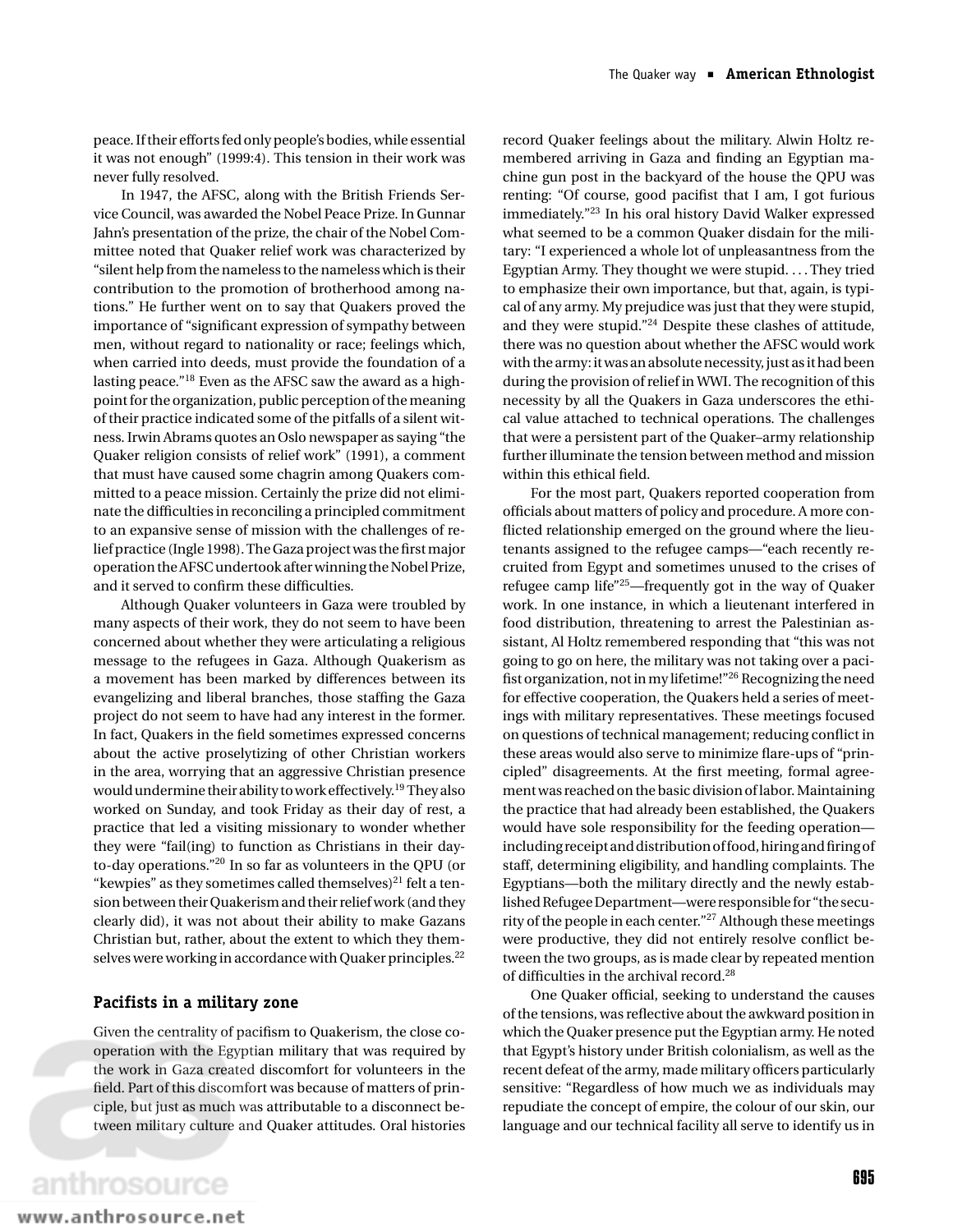peace. If their efforts fed only people's bodies, while essential it was not enough" (1999:4). This tension in their work was never fully resolved.

In 1947, the AFSC, along with the British Friends Service Council, was awarded the Nobel Peace Prize. In Gunnar Jahn's presentation of the prize, the chair of the Nobel Committee noted that Quaker relief work was characterized by "silent help from the nameless to the nameless which is their contribution to the promotion of brotherhood among nations." He further went on to say that Quakers proved the importance of "significant expression of sympathy between men, without regard to nationality or race; feelings which, when carried into deeds, must provide the foundation of a lasting peace."[18] Even as the AFSC saw the award as a highpoint for the organization, public perception of the meaning of their practice indicated some of the pitfalls of a silent witness. Irwin Abrams quotes an Oslo newspaper as saying "the Quaker religion consists of relief work" (1991), a comment that must have caused some chagrin among Quakers committed to a peace mission. Certainly the prize did not eliminate the difficulties in reconciling a principled commitment to an expansive sense of mission with the challenges of relief practice (Ingle 1998). The Gaza project was the first major operation the AFSC undertook after winning the Nobel Prize, and it served to confirm these difficulties.

Although Quaker volunteers in Gaza were troubled by many aspects of their work, they do not seem to have been concerned about whether they were articulating a religious message to the refugees in Gaza. Although Quakerism as a movement has been marked by differences between its evangelizing and liberal branches, those staffing the Gaza project do not seem to have had any interest in the former. In fact, Quakers in the field sometimes expressed concerns about the active proselytizing of other Christian workers in the area, worrying that an aggressive Christian presence would undermine their ability to work effectively.[19] They also worked on Sunday, and took Friday as their day of rest, a practice that led a visiting missionary to wonder whether they were "fail(ing) to function as Christians in their day-to-day operations."[20] In so far as volunteers in the QPU (or "kewpies" as they sometimes called themselves)[21] felt a tension between their Quakerism and their relief work (and they clearly did), it was not about their ability to make Gazans Christian but, rather, about the extent to which they themselves were working in accordance with Quaker principles.[22]

## Pacifists in a military zone

Given the centrality of pacifism to Quakerism, the close cooperation with the Egyptian military that was required by the work in Gaza created discomfort for volunteers in the field. Part of this discomfort was because of matters of principle, but just as much was attributable to a disconnect between military culture and Quaker attitudes. Oral histories record Quaker feelings about the military. Alwin Holtz remembered arriving in Gaza and finding an Egyptian machine gun post in the backyard of the house the QPU was renting: "Of course, good pacifist that I am, I got furious immediately."[23] In his oral history David Walker expressed what seemed to be a common Quaker disdain for the military: "I experienced a whole lot of unpleasantness from the Egyptian Army. They thought we were stupid. . . . They tried to emphasize their own importance, but that, again, is typical of any army. My prejudice was just that they were stupid, and they were stupid."[24] Despite these clashes of attitude, there was no question about whether the AFSC would work with the army: it was an absolute necessity, just as it had been during the provision of relief in WWI. The recognition of this necessity by all the Quakers in Gaza underscores the ethical value attached to technical operations. The challenges that were a persistent part of the Quaker–army relationship further illuminate the tension between method and mission within this ethical field.

For the most part, Quakers reported cooperation from officials about matters of policy and procedure. A more conflicted relationship emerged on the ground where the lieutenants assigned to the refugee camps—"each recently recruited from Egypt and sometimes unused to the crises of refugee camp life"[25]—frequently got in the way of Quaker work. In one instance, in which a lieutenant interfered in food distribution, threatening to arrest the Palestinian assistant, Al Holtz remembered responding that "this was not going to go on here, the military was not taking over a pacifist organization, not in my lifetime!"[26] Recognizing the need for effective cooperation, the Quakers held a series of meetings with military representatives. These meetings focused on questions of technical management; reducing conflict in these areas would also serve to minimize flare-ups of "principled" disagreements. At the first meeting, formal agreement was reached on the basic division of labor. Maintaining the practice that had already been established, the Quakers would have sole responsibility for the feeding operation—including receipt and distribution of food, hiring and firing of staff, determining eligibility, and handling complaints. The Egyptians—both the military directly and the newly established Refugee Department—were responsible for "the security of the people in each center."[27] Although these meetings were productive, they did not entirely resolve conflict between the two groups, as is made clear by repeated mention of difficulties in the archival record.[28]

One Quaker official, seeking to understand the causes of the tensions, was reflective about the awkward position in which the Quaker presence put the Egyptian army. He noted that Egypt's history under British colonialism, as well as the recent defeat of the army, made military officers particularly sensitive: "Regardless of how much we as individuals may repudiate the concept of empire, the colour of our skin, our language and our technical facility all serve to identify us in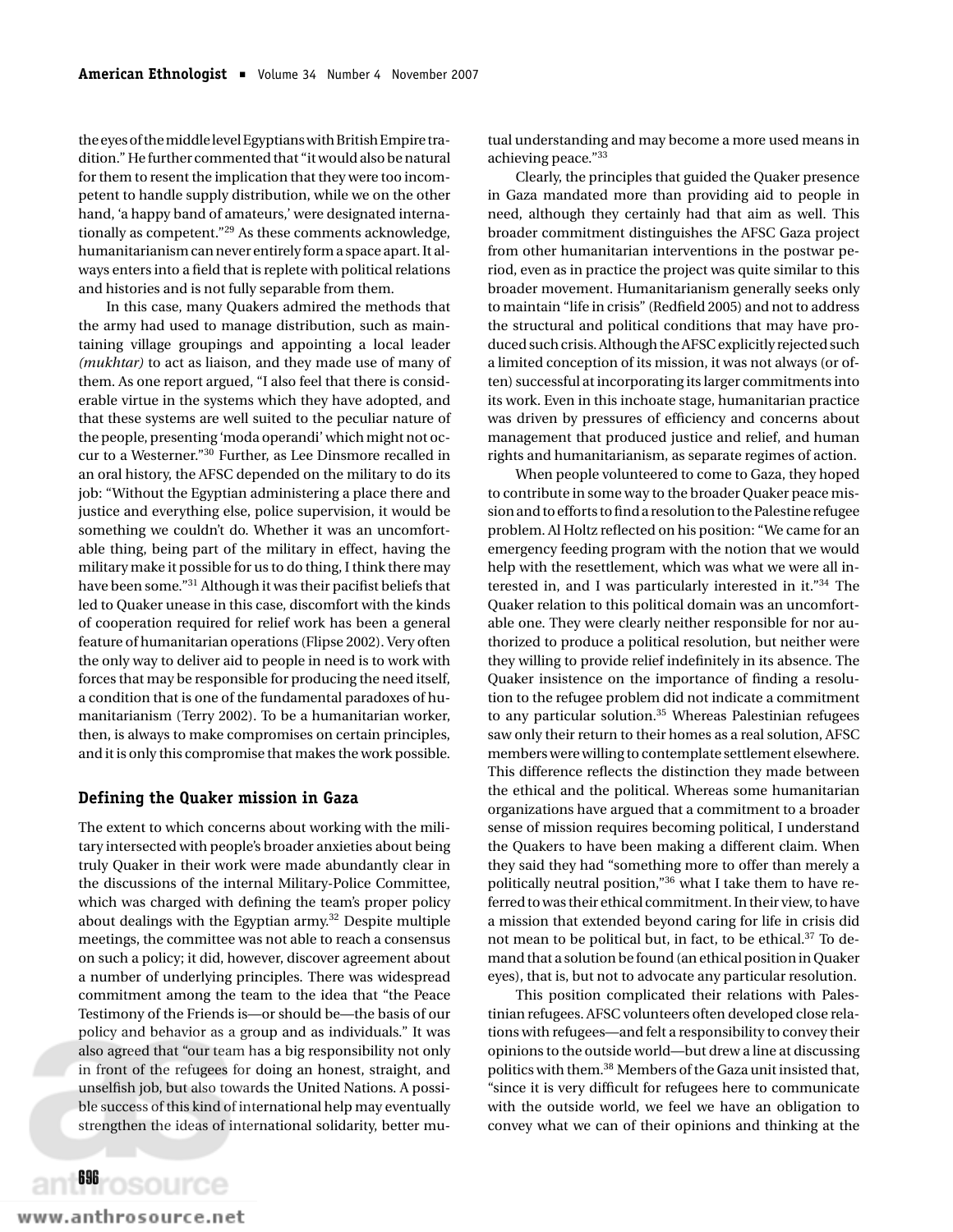the eyes of the middle level Egyptians with British Empire tradition." He further commented that "it would also be natural for them to resent the implication that they were too incompetent to handle supply distribution, while we on the other hand, 'a happy band of amateurs,' were designated internationally as competent."[29] As these comments acknowledge, humanitarianism can never entirely form a space apart. It always enters into a field that is replete with political relations and histories and is not fully separable from them.

In this case, many Quakers admired the methods that the army had used to manage distribution, such as maintaining village groupings and appointing a local leader *(mukhtar)* to act as liaison, and they made use of many of them. As one report argued, "I also feel that there is considerable virtue in the systems which they have adopted, and that these systems are well suited to the peculiar nature of the people, presenting 'moda operandi' which might not occur to a Westerner."[30] Further, as Lee Dinsmore recalled in an oral history, the AFSC depended on the military to do its job: "Without the Egyptian administering a place there and justice and everything else, police supervision, it would be something we couldn't do. Whether it was an uncomfortable thing, being part of the military in effect, having the military make it possible for us to do thing, I think there may have been some."[31] Although it was their pacifist beliefs that led to Quaker unease in this case, discomfort with the kinds of cooperation required for relief work has been a general feature of humanitarian operations (Flipse 2002). Very often the only way to deliver aid to people in need is to work with forces that may be responsible for producing the need itself, a condition that is one of the fundamental paradoxes of humanitarianism (Terry 2002). To be a humanitarian worker, then, is always to make compromises on certain principles, and it is only this compromise that makes the work possible.

## Defining the Quaker mission in Gaza

The extent to which concerns about working with the military intersected with people's broader anxieties about being truly Quaker in their work were made abundantly clear in the discussions of the internal Military-Police Committee, which was charged with defining the team's proper policy about dealings with the Egyptian army.[32] Despite multiple meetings, the committee was not able to reach a consensus on such a policy; it did, however, discover agreement about a number of underlying principles. There was widespread commitment among the team to the idea that "the Peace Testimony of the Friends is—or should be—the basis of our policy and behavior as a group and as individuals." It was also agreed that "our team has a big responsibility not only in front of the refugees for doing an honest, straight, and unselfish job, but also towards the United Nations. A possible success of this kind of international help may eventually strengthen the ideas of international solidarity, better mutual understanding and may become a more used means in achieving peace."[33]

Clearly, the principles that guided the Quaker presence in Gaza mandated more than providing aid to people in need, although they certainly had that aim as well. This broader commitment distinguishes the AFSC Gaza project from other humanitarian interventions in the postwar period, even as in practice the project was quite similar to this broader movement. Humanitarianism generally seeks only to maintain "life in crisis" (Redfield 2005) and not to address the structural and political conditions that may have produced such crisis. Although the AFSC explicitly rejected such a limited conception of its mission, it was not always (or often) successful at incorporating its larger commitments into its work. Even in this inchoate stage, humanitarian practice was driven by pressures of efficiency and concerns about management that produced justice and relief, and human rights and humanitarianism, as separate regimes of action.

When people volunteered to come to Gaza, they hoped to contribute in some way to the broader Quaker peace mission and to efforts to find a resolution to the Palestine refugee problem. Al Holtz reflected on his position: "We came for an emergency feeding program with the notion that we would help with the resettlement, which was what we were all interested in, and I was particularly interested in it."[34] The Quaker relation to this political domain was an uncomfortable one. They were clearly neither responsible for nor authorized to produce a political resolution, but neither were they willing to provide relief indefinitely in its absence. The Quaker insistence on the importance of finding a resolution to the refugee problem did not indicate a commitment to any particular solution.[35] Whereas Palestinian refugees saw only their return to their homes as a real solution, AFSC members were willing to contemplate settlement elsewhere. This difference reflects the distinction they made between the ethical and the political. Whereas some humanitarian organizations have argued that a commitment to a broader sense of mission requires becoming political, I understand the Quakers to have been making a different claim. When they said they had "something more to offer than merely a politically neutral position,"[36] what I take them to have referred to was their ethical commitment. In their view, to have a mission that extended beyond caring for life in crisis did not mean to be political but, in fact, to be ethical.[37] To demand that a solution be found (an ethical position in Quaker eyes), that is, but not to advocate any particular resolution.

This position complicated their relations with Palestinian refugees. AFSC volunteers often developed close relations with refugees—and felt a responsibility to convey their opinions to the outside world—but drew a line at discussing politics with them.[38] Members of the Gaza unit insisted that, "since it is very difficult for refugees here to communicate with the outside world, we feel we have an obligation to convey what we can of their opinions and thinking at the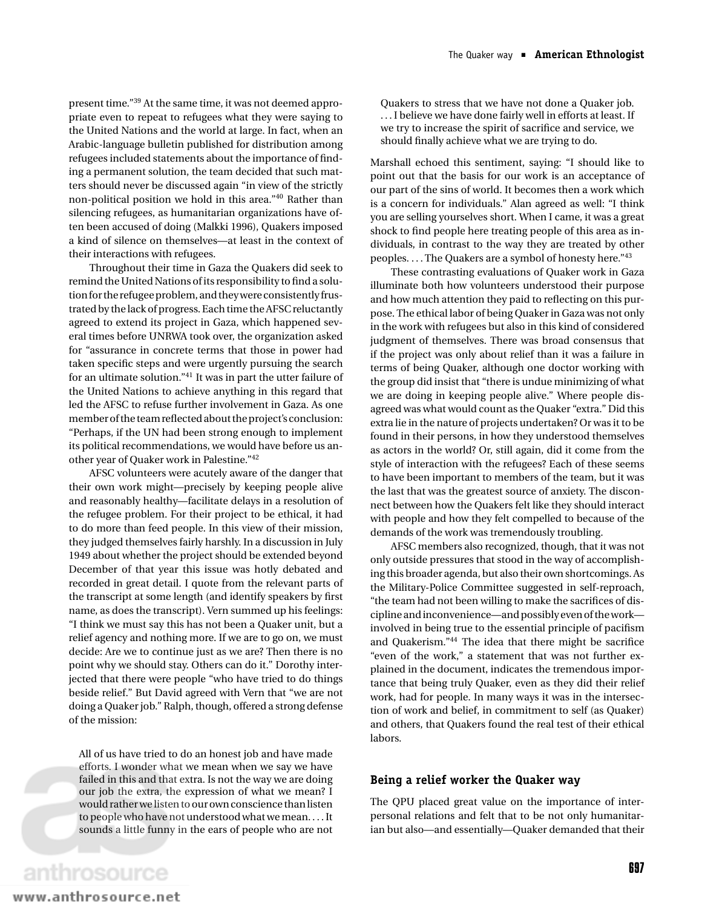present time."[39] At the same time, it was not deemed appropriate even to repeat to refugees what they were saying to the United Nations and the world at large. In fact, when an Arabic-language bulletin published for distribution among refugees included statements about the importance of finding a permanent solution, the team decided that such matters should never be discussed again "in view of the strictly non-political position we hold in this area."[40] Rather than silencing refugees, as humanitarian organizations have often been accused of doing (Malkki 1996), Quakers imposed a kind of silence on themselves—at least in the context of their interactions with refugees.

Throughout their time in Gaza the Quakers did seek to remind the United Nations of its responsibility to find a solution for the refugee problem, and they were consistently frustrated by the lack of progress. Each time the AFSC reluctantly agreed to extend its project in Gaza, which happened several times before UNRWA took over, the organization asked for "assurance in concrete terms that those in power had taken specific steps and were urgently pursuing the search for an ultimate solution."[41] It was in part the utter failure of the United Nations to achieve anything in this regard that led the AFSC to refuse further involvement in Gaza. As one member of the team reflected about the project's conclusion: "Perhaps, if the UN had been strong enough to implement its political recommendations, we would have before us another year of Quaker work in Palestine."[42]

AFSC volunteers were acutely aware of the danger that their own work might—precisely by keeping people alive and reasonably healthy—facilitate delays in a resolution of the refugee problem. For their project to be ethical, it had to do more than feed people. In this view of their mission, they judged themselves fairly harshly. In a discussion in July 1949 about whether the project should be extended beyond December of that year this issue was hotly debated and recorded in great detail. I quote from the relevant parts of the transcript at some length (and identify speakers by first name, as does the transcript). Vern summed up his feelings: "I think we must say this has not been a Quaker unit, but a relief agency and nothing more. If we are to go on, we must decide: Are we to continue just as we are? Then there is no point why we should stay. Others can do it." Dorothy interjected that there were people "who have tried to do things beside relief." But David agreed with Vern that "we are not doing a Quaker job." Ralph, though, offered a strong defense of the mission:

> All of us have tried to do an honest job and have made efforts. I wonder what we mean when we say we have failed in this and that extra. Is not the way we are doing our job the extra, the expression of what we mean? I would rather we listen to our own conscience than listen to people who have not understood what we mean.... It sounds a little funny in the ears of people who are not Quakers to stress that we have not done a Quaker job. ... I believe we have done fairly well in efforts at least. If we try to increase the spirit of sacrifice and service, we should finally achieve what we are trying to do.

Marshall echoed this sentiment, saying: "I should like to point out that the basis for our work is an acceptance of our part of the sins of world. It becomes then a work which is a concern for individuals." Alan agreed as well: "I think you are selling yourselves short. When I came, it was a great shock to find people here treating people of this area as individuals, in contrast to the way they are treated by other peoples. ... The Quakers are a symbol of honesty here."[43]

These contrasting evaluations of Quaker work in Gaza illuminate both how volunteers understood their purpose and how much attention they paid to reflecting on this purpose. The ethical labor of being Quaker in Gaza was not only in the work with refugees but also in this kind of considered judgment of themselves. There was broad consensus that if the project was only about relief than it was a failure in terms of being Quaker, although one doctor working with the group did insist that "there is undue minimizing of what we are doing in keeping people alive." Where people disagreed was what would count as the Quaker "extra." Did this extra lie in the nature of projects undertaken? Or was it to be found in their persons, in how they understood themselves as actors in the world? Or, still again, did it come from the style of interaction with the refugees? Each of these seems to have been important to members of the team, but it was the last that was the greatest source of anxiety. The disconnect between how the Quakers felt like they should interact with people and how they felt compelled to because of the demands of the work was tremendously troubling.

AFSC members also recognized, though, that it was not only outside pressures that stood in the way of accomplishing this broader agenda, but also their own shortcomings. As the Military-Police Committee suggested in self-reproach, "the team had not been willing to make the sacrifices of discipline and inconvenience—and possibly even of the work—involved in being true to the essential principle of pacifism and Quakerism."[44] The idea that there might be sacrifice "even of the work," a statement that was not further explained in the document, indicates the tremendous importance that being truly Quaker, even as they did their relief work, had for people. In many ways it was in the intersection of work and belief, in commitment to self (as Quaker) and others, that Quakers found the real test of their ethical labors.

## Being a relief worker the Quaker way

The QPU placed great value on the importance of interpersonal relations and felt that to be not only humanitarian but also—and essentially—Quaker demanded that their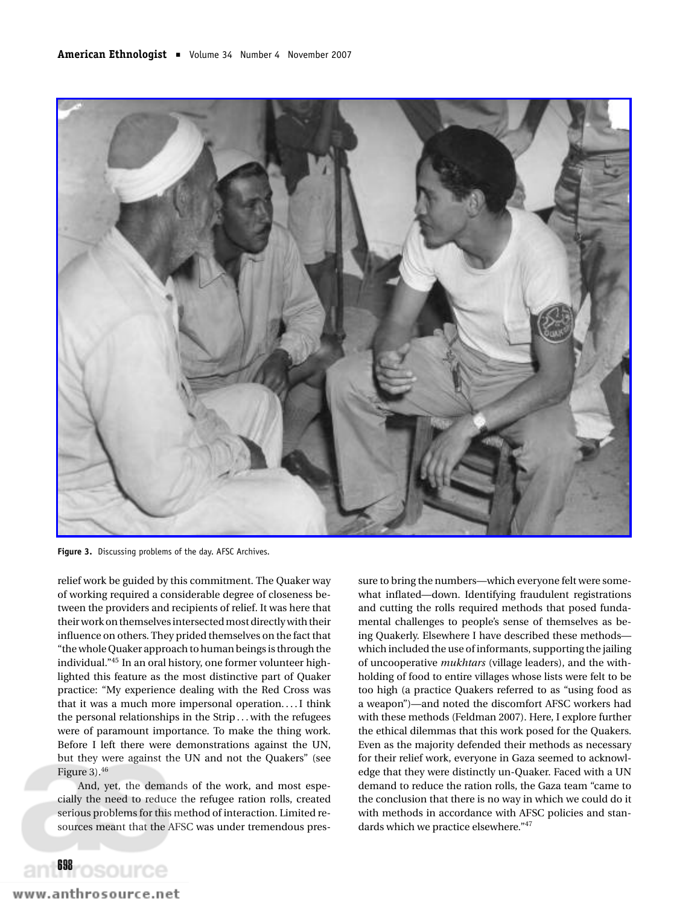Figure 3. Discussing problems of the day. AFSC Archives.

relief work be guided by this commitment. The Quaker way of working required a considerable degree of closeness between the providers and recipients of relief. It was here that their work on themselves intersected most directly with their influence on others. They prided themselves on the fact that "the whole Quaker approach to human beings is through the individual."[45] In an oral history, one former volunteer highlighted this feature as the most distinctive part of Quaker practice: "My experience dealing with the Red Cross was that it was a much more impersonal operation. . . . I think the personal relationships in the Strip . . . with the refugees were of paramount importance. To make the thing work. Before I left there were demonstrations against the UN, but they were against the UN and not the Quakers" (see Figure 3).[46]

And, yet, the demands of the work, and most especially the need to reduce the refugee ration rolls, created serious problems for this method of interaction. Limited resources meant that the AFSC was under tremendous pressure to bring the numbers—which everyone felt were somewhat inflated—down. Identifying fraudulent registrations and cutting the rolls required methods that posed fundamental challenges to people's sense of themselves as being Quakerly. Elsewhere I have described these methods—which included the use of informants, supporting the jailing of uncooperative *mukhtars* (village leaders), and the withholding of food to entire villages whose lists were felt to be too high (a practice Quakers referred to as "using food as a weapon")—and noted the discomfort AFSC workers had with these methods (Feldman 2007). Here, I explore further the ethical dilemmas that this work posed for the Quakers. Even as the majority defended their methods as necessary for their relief work, everyone in Gaza seemed to acknowledge that they were distinctly un-Quaker. Faced with a UN demand to reduce the ration rolls, the Gaza team "came to the conclusion that there is no way in which we could do it with methods in accordance with AFSC policies and standards which we practice elsewhere."[47]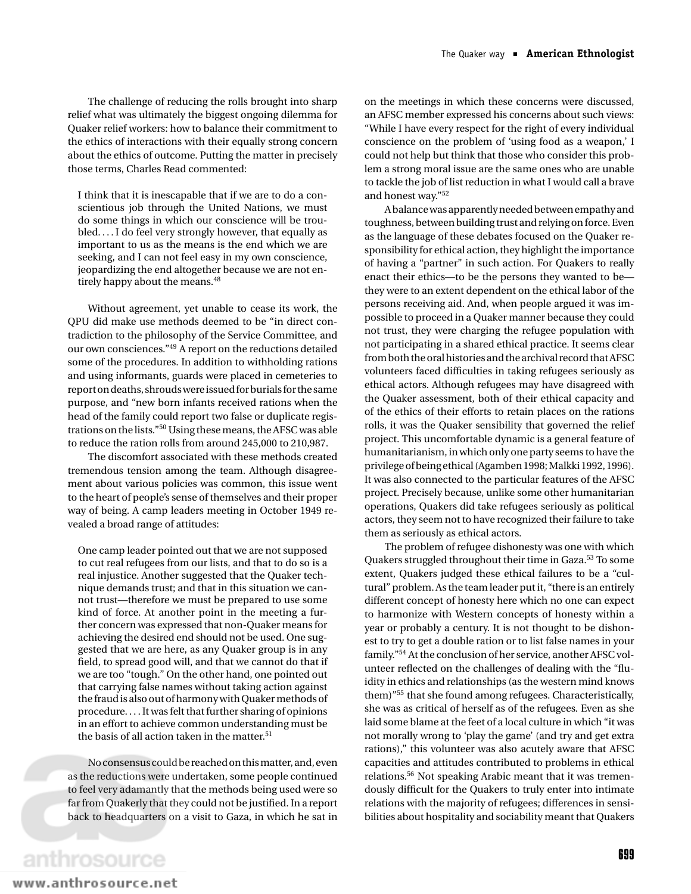The challenge of reducing the rolls brought into sharp relief what was ultimately the biggest ongoing dilemma for Quaker relief workers: how to balance their commitment to the ethics of interactions with their equally strong concern about the ethics of outcome. Putting the matter in precisely those terms, Charles Read commented:

> I think that it is inescapable that if we are to do a conscientious job through the United Nations, we must do some things in which our conscience will be troubled. . . . I do feel very strongly however, that equally as important to us as the means is the end which we are seeking, and I can not feel easy in my own conscience, jeopardizing the end altogether because we are not entirely happy about the means.[48]

Without agreement, yet unable to cease its work, the QPU did make use methods deemed to be "in direct contradiction to the philosophy of the Service Committee, and our own consciences."[49] A report on the reductions detailed some of the procedures. In addition to withholding rations and using informants, guards were placed in cemeteries to report on deaths, shrouds were issued for burials for the same purpose, and "new born infants received rations when the head of the family could report two false or duplicate registrations on the lists."[50] Using these means, the AFSC was able to reduce the ration rolls from around 245,000 to 210,987.

The discomfort associated with these methods created tremendous tension among the team. Although disagreement about various policies was common, this issue went to the heart of people's sense of themselves and their proper way of being. A camp leaders meeting in October 1949 revealed a broad range of attitudes:

> One camp leader pointed out that we are not supposed to cut real refugees from our lists, and that to do so is a real injustice. Another suggested that the Quaker technique demands trust; and that in this situation we cannot trust—therefore we must be prepared to use some kind of force. At another point in the meeting a further concern was expressed that non-Quaker means for achieving the desired end should not be used. One suggested that we are here, as any Quaker group is in any field, to spread good will, and that we cannot do that if we are too "tough." On the other hand, one pointed out that carrying false names without taking action against the fraud is also out of harmony with Quaker methods of procedure. . . . It was felt that further sharing of opinions in an effort to achieve common understanding must be the basis of all action taken in the matter.[51]

No consensus could be reached on this matter, and, even as the reductions were undertaken, some people continued to feel very adamantly that the methods being used were so far from Quakerly that they could not be justified. In a report back to headquarters on a visit to Gaza, in which he sat in on the meetings in which these concerns were discussed, an AFSC member expressed his concerns about such views: "While I have every respect for the right of every individual conscience on the problem of 'using food as a weapon,' I could not help but think that those who consider this problem a strong moral issue are the same ones who are unable to tackle the job of list reduction in what I would call a brave and honest way."[52]

A balance was apparently needed between empathy and toughness, between building trust and relying on force. Even as the language of these debates focused on the Quaker responsibility for ethical action, they highlight the importance of having a "partner" in such action. For Quakers to really enact their ethics—to be the persons they wanted to be—they were to an extent dependent on the ethical labor of the persons receiving aid. And, when people argued it was impossible to proceed in a Quaker manner because they could not trust, they were charging the refugee population with not participating in a shared ethical practice. It seems clear from both the oral histories and the archival record that AFSC volunteers faced difficulties in taking refugees seriously as ethical actors. Although refugees may have disagreed with the Quaker assessment, both of their ethical capacity and of the ethics of their efforts to retain places on the rations rolls, it was the Quaker sensibility that governed the relief project. This uncomfortable dynamic is a general feature of humanitarianism, in which only one party seems to have the privilege of being ethical (Agamben 1998; Malkki 1992, 1996). It was also connected to the particular features of the AFSC project. Precisely because, unlike some other humanitarian operations, Quakers did take refugees seriously as political actors, they seem not to have recognized their failure to take them as seriously as ethical actors.

The problem of refugee dishonesty was one with which Quakers struggled throughout their time in Gaza.[53] To some extent, Quakers judged these ethical failures to be a "cultural" problem. As the team leader put it, "there is an entirely different concept of honesty here which no one can expect to harmonize with Western concepts of honesty within a year or probably a century. It is not thought to be dishonest to try to get a double ration or to list false names in your family."[54] At the conclusion of her service, another AFSC volunteer reflected on the challenges of dealing with the "fluidity in ethics and relationships (as the western mind knows them)"[55] that she found among refugees. Characteristically, she was as critical of herself as of the refugees. Even as she laid some blame at the feet of a local culture in which "it was not morally wrong to 'play the game' (and try and get extra rations)," this volunteer was also acutely aware that AFSC capacities and attitudes contributed to problems in ethical relations.[56] Not speaking Arabic meant that it was tremendously difficult for the Quakers to truly enter into intimate relations with the majority of refugees; differences in sensibilities about hospitality and sociability meant that Quakers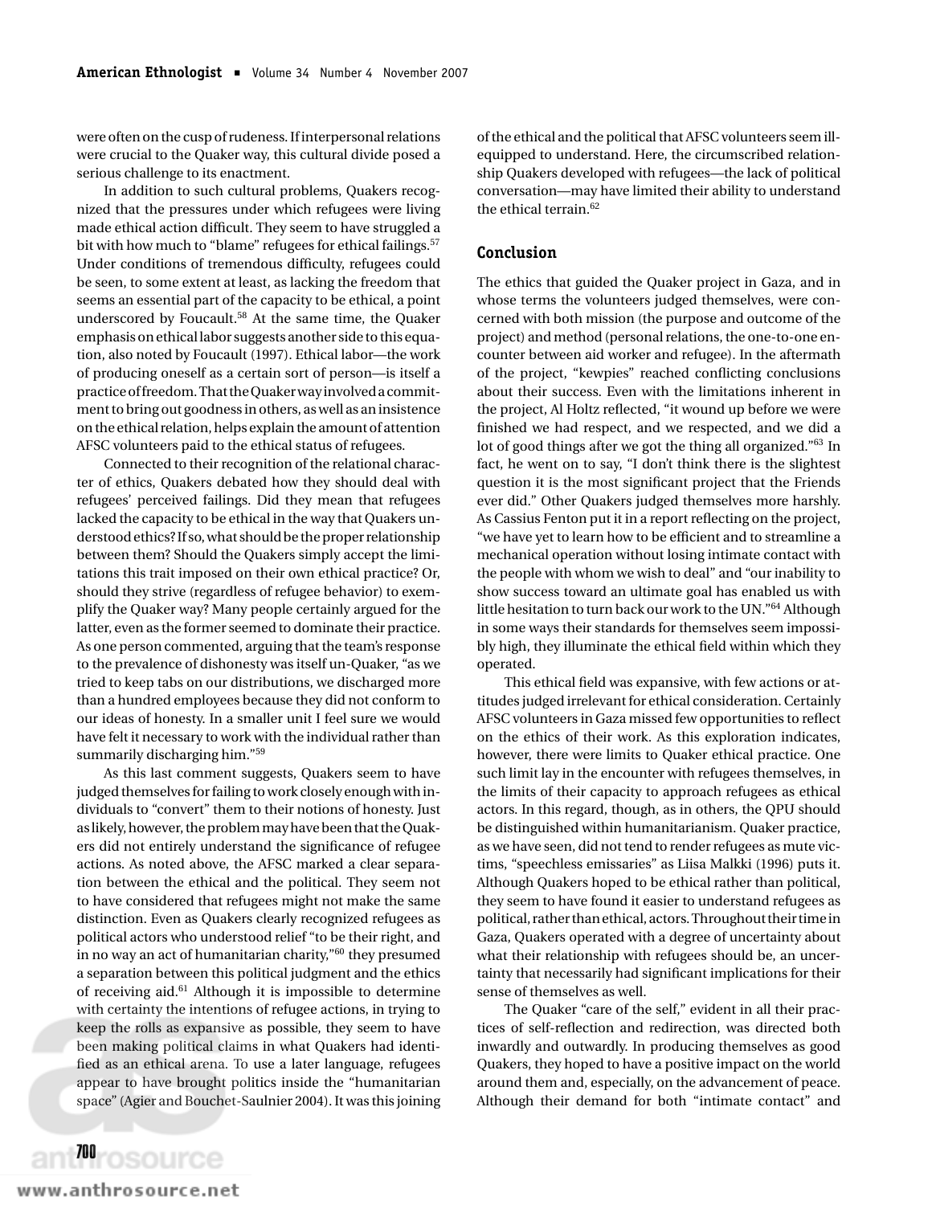were often on the cusp of rudeness. If interpersonal relations were crucial to the Quaker way, this cultural divide posed a serious challenge to its enactment.

In addition to such cultural problems, Quakers recognized that the pressures under which refugees were living made ethical action difficult. They seem to have struggled a bit with how much to "blame" refugees for ethical failings.[57] Under conditions of tremendous difficulty, refugees could be seen, to some extent at least, as lacking the freedom that seems an essential part of the capacity to be ethical, a point underscored by Foucault.[58] At the same time, the Quaker emphasis on ethical labor suggests another side to this equation, also noted by Foucault (1997). Ethical labor—the work of producing oneself as a certain sort of person—is itself a practice of freedom. That the Quaker way involved a commitment to bring out goodness in others, as well as an insistence on the ethical relation, helps explain the amount of attention AFSC volunteers paid to the ethical status of refugees.

Connected to their recognition of the relational character of ethics, Quakers debated how they should deal with refugees' perceived failings. Did they mean that refugees lacked the capacity to be ethical in the way that Quakers understood ethics? If so, what should be the proper relationship between them? Should the Quakers simply accept the limitations this trait imposed on their own ethical practice? Or, should they strive (regardless of refugee behavior) to exemplify the Quaker way? Many people certainly argued for the latter, even as the former seemed to dominate their practice. As one person commented, arguing that the team's response to the prevalence of dishonesty was itself un-Quaker, "as we tried to keep tabs on our distributions, we discharged more than a hundred employees because they did not conform to our ideas of honesty. In a smaller unit I feel sure we would have felt it necessary to work with the individual rather than summarily discharging him."[59]

As this last comment suggests, Quakers seem to have judged themselves for failing to work closely enough with individuals to "convert" them to their notions of honesty. Just as likely, however, the problem may have been that the Quakers did not entirely understand the significance of refugee actions. As noted above, the AFSC marked a clear separation between the ethical and the political. They seem not to have considered that refugees might not make the same distinction. Even as Quakers clearly recognized refugees as political actors who understood relief "to be their right, and in no way an act of humanitarian charity,"[60] they presumed a separation between this political judgment and the ethics of receiving aid.[61] Although it is impossible to determine with certainty the intentions of refugee actions, in trying to keep the rolls as expansive as possible, they seem to have been making political claims in what Quakers had identified as an ethical arena. To use a later language, refugees appear to have brought politics inside the "humanitarian space" (Agier and Bouchet-Saulnier 2004). It was this joining of the ethical and the political that AFSC volunteers seem ill-equipped to understand. Here, the circumscribed relationship Quakers developed with refugees—the lack of political conversation—may have limited their ability to understand the ethical terrain.[62]

## Conclusion

The ethics that guided the Quaker project in Gaza, and in whose terms the volunteers judged themselves, were concerned with both mission (the purpose and outcome of the project) and method (personal relations, the one-to-one encounter between aid worker and refugee). In the aftermath of the project, "kewpies" reached conflicting conclusions about their success. Even with the limitations inherent in the project, Al Holtz reflected, "it wound up before we were finished we had respect, and we respected, and we did a lot of good things after we got the thing all organized."[63] In fact, he went on to say, "I don't think there is the slightest question it is the most significant project that the Friends ever did." Other Quakers judged themselves more harshly. As Cassius Fenton put it in a report reflecting on the project, "we have yet to learn how to be efficient and to streamline a mechanical operation without losing intimate contact with the people with whom we wish to deal" and "our inability to show success toward an ultimate goal has enabled us with little hesitation to turn back our work to the UN."[64] Although in some ways their standards for themselves seem impossibly high, they illuminate the ethical field within which they operated.

This ethical field was expansive, with few actions or attitudes judged irrelevant for ethical consideration. Certainly AFSC volunteers in Gaza missed few opportunities to reflect on the ethics of their work. As this exploration indicates, however, there were limits to Quaker ethical practice. One such limit lay in the encounter with refugees themselves, in the limits of their capacity to approach refugees as ethical actors. In this regard, though, as in others, the QPU should be distinguished within humanitarianism. Quaker practice, as we have seen, did not tend to render refugees as mute victims, "speechless emissaries" as Liisa Malkki (1996) puts it. Although Quakers hoped to be ethical rather than political, they seem to have found it easier to understand refugees as political, rather than ethical, actors. Throughout their time in Gaza, Quakers operated with a degree of uncertainty about what their relationship with refugees should be, an uncertainty that necessarily had significant implications for their sense of themselves as well.

The Quaker "care of the self," evident in all their practices of self-reflection and redirection, was directed both inwardly and outwardly. In producing themselves as good Quakers, they hoped to have a positive impact on the world around them and, especially, on the advancement of peace. Although their demand for both "intimate contact" and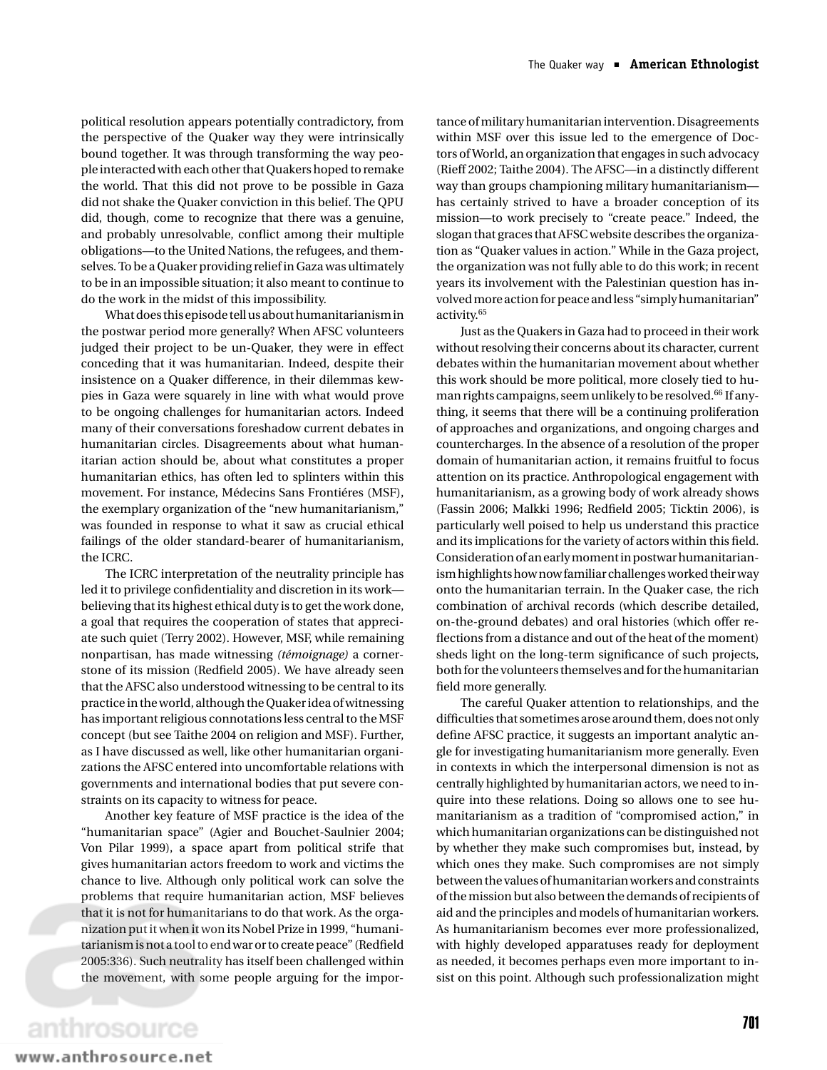political resolution appears potentially contradictory, from the perspective of the Quaker way they were intrinsically bound together. It was through transforming the way people interacted with each other that Quakers hoped to remake the world. That this did not prove to be possible in Gaza did not shake the Quaker conviction in this belief. The QPU did, though, come to recognize that there was a genuine, and probably unresolvable, conflict among their multiple obligations—to the United Nations, the refugees, and themselves. To be a Quaker providing relief in Gaza was ultimately to be in an impossible situation; it also meant to continue to do the work in the midst of this impossibility.

What does this episode tell us about humanitarianism in the postwar period more generally? When AFSC volunteers judged their project to be un-Quaker, they were in effect conceding that it was humanitarian. Indeed, despite their insistence on a Quaker difference, in their dilemmas kewpies in Gaza were squarely in line with what would prove to be ongoing challenges for humanitarian actors. Indeed many of their conversations foreshadow current debates in humanitarian circles. Disagreements about what humanitarian action should be, about what constitutes a proper humanitarian ethics, has often led to splinters within this movement. For instance, Médecins Sans Frontiéres (MSF), the exemplary organization of the "new humanitarianism," was founded in response to what it saw as crucial ethical failings of the older standard-bearer of humanitarianism, the ICRC.

The ICRC interpretation of the neutrality principle has led it to privilege confidentiality and discretion in its work—believing that its highest ethical duty is to get the work done, a goal that requires the cooperation of states that appreciate such quiet (Terry 2002). However, MSF, while remaining nonpartisan, has made witnessing *(témoignage)* a cornerstone of its mission (Redfield 2005). We have already seen that the AFSC also understood witnessing to be central to its practice in the world, although the Quaker idea of witnessing has important religious connotations less central to the MSF concept (but see Taithe 2004 on religion and MSF). Further, as I have discussed as well, like other humanitarian organizations the AFSC entered into uncomfortable relations with governments and international bodies that put severe constraints on its capacity to witness for peace.

Another key feature of MSF practice is the idea of the "humanitarian space" (Agier and Bouchet-Saulnier 2004; Von Pilar 1999), a space apart from political strife that gives humanitarian actors freedom to work and victims the chance to live. Although only political work can solve the problems that require humanitarian action, MSF believes that it is not for humanitarians to do that work. As the organization put it when it won its Nobel Prize in 1999, "humanitarianism is not a tool to end war or to create peace" (Redfield 2005:336). Such neutrality has itself been challenged within the movement, with some people arguing for the importance of military humanitarian intervention. Disagreements within MSF over this issue led to the emergence of Doctors of World, an organization that engages in such advocacy (Rieff 2002; Taithe 2004). The AFSC—in a distinctly different way than groups championing military humanitarianism—has certainly strived to have a broader conception of its mission—to work precisely to "create peace." Indeed, the slogan that graces that AFSC website describes the organization as "Quaker values in action." While in the Gaza project, the organization was not fully able to do this work; in recent years its involvement with the Palestinian question has involved more action for peace and less "simply humanitarian" activity.[65]

Just as the Quakers in Gaza had to proceed in their work without resolving their concerns about its character, current debates within the humanitarian movement about whether this work should be more political, more closely tied to human rights campaigns, seem unlikely to be resolved.[66] If anything, it seems that there will be a continuing proliferation of approaches and organizations, and ongoing charges and countercharges. In the absence of a resolution of the proper domain of humanitarian action, it remains fruitful to focus attention on its practice. Anthropological engagement with humanitarianism, as a growing body of work already shows (Fassin 2006; Malkki 1996; Redfield 2005; Ticktin 2006), is particularly well poised to help us understand this practice and its implications for the variety of actors within this field. Consideration of an early moment in postwar humanitarianism highlights how now familiar challenges worked their way onto the humanitarian terrain. In the Quaker case, the rich combination of archival records (which describe detailed, on-the-ground debates) and oral histories (which offer reflections from a distance and out of the heat of the moment) sheds light on the long-term significance of such projects, both for the volunteers themselves and for the humanitarian field more generally.

The careful Quaker attention to relationships, and the difficulties that sometimes arose around them, does not only define AFSC practice, it suggests an important analytic angle for investigating humanitarianism more generally. Even in contexts in which the interpersonal dimension is not as centrally highlighted by humanitarian actors, we need to inquire into these relations. Doing so allows one to see humanitarianism as a tradition of "compromised action," in which humanitarian organizations can be distinguished not by whether they make such compromises but, instead, by which ones they make. Such compromises are not simply between the values of humanitarian workers and constraints of the mission but also between the demands of recipients of aid and the principles and models of humanitarian workers. As humanitarianism becomes ever more professionalized, with highly developed apparatuses ready for deployment as needed, it becomes perhaps even more important to insist on this point. Although such professionalization might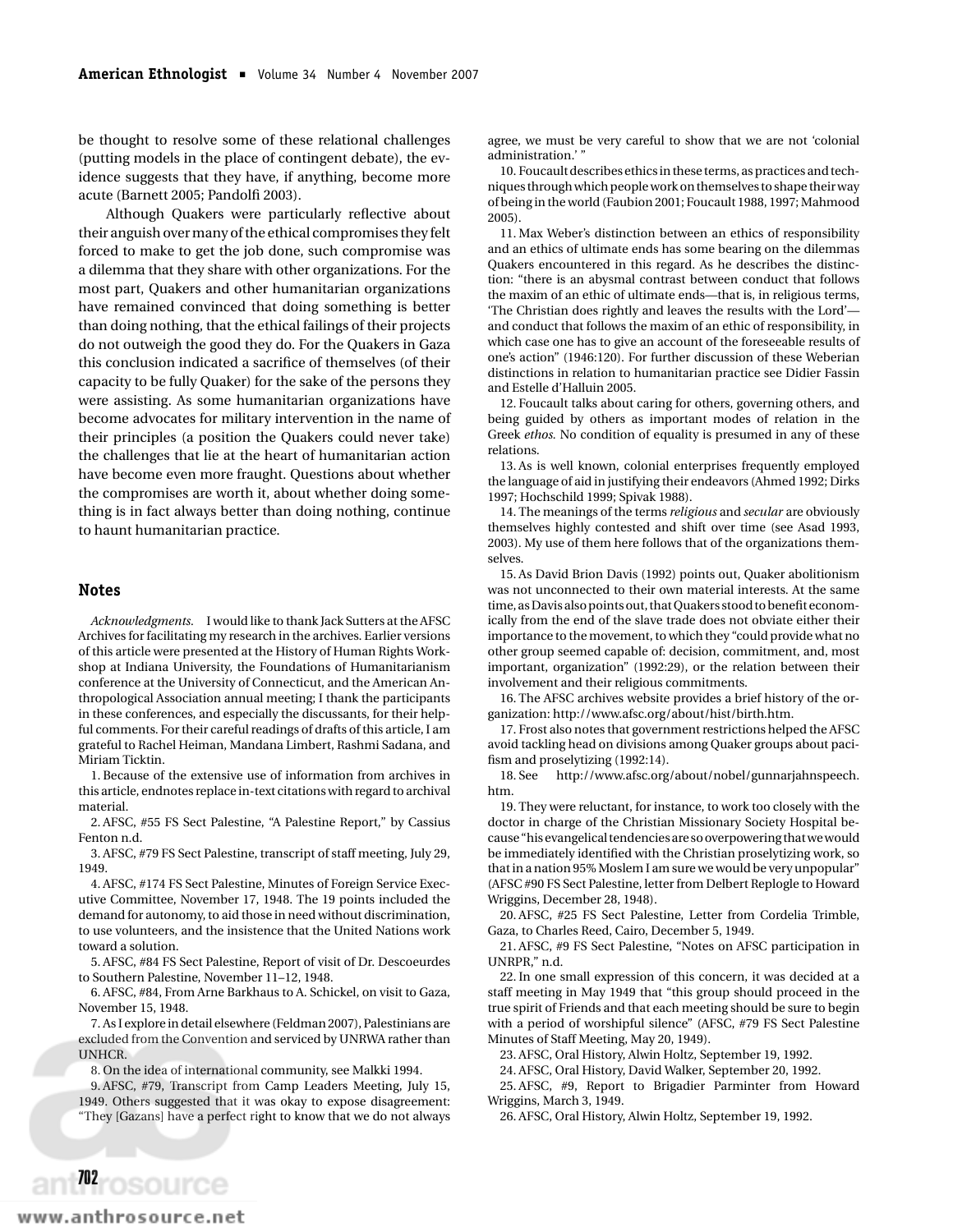be thought to resolve some of these relational challenges (putting models in the place of contingent debate), the evidence suggests that they have, if anything, become more acute (Barnett 2005; Pandolfi 2003).

Although Quakers were particularly reflective about their anguish over many of the ethical compromises they felt forced to make to get the job done, such compromise was a dilemma that they share with other organizations. For the most part, Quakers and other humanitarian organizations have remained convinced that doing something is better than doing nothing, that the ethical failings of their projects do not outweigh the good they do. For the Quakers in Gaza this conclusion indicated a sacrifice of themselves (of their capacity to be fully Quaker) for the sake of the persons they were assisting. As some humanitarian organizations have become advocates for military intervention in the name of their principles (a position the Quakers could never take) the challenges that lie at the heart of humanitarian action have become even more fraught. Questions about whether the compromises are worth it, about whether doing something is in fact always better than doing nothing, continue to haunt humanitarian practice.

## Notes

*Acknowledgments.* I would like to thank Jack Sutters at the AFSC Archives for facilitating my research in the archives. Earlier versions of this article were presented at the History of Human Rights Workshop at Indiana University, the Foundations of Humanitarianism conference at the University of Connecticut, and the American Anthropological Association annual meeting; I thank the participants in these conferences, and especially the discussants, for their helpful comments. For their careful readings of drafts of this article, I am grateful to Rachel Heiman, Mandana Limbert, Rashmi Sadana, and Miriam Ticktin.

1. Because of the extensive use of information from archives in this article, endnotes replace in-text citations with regard to archival material.

2. AFSC, #55 FS Sect Palestine, "A Palestine Report," by Cassius Fenton n.d.

3. AFSC, #79 FS Sect Palestine, transcript of staff meeting, July 29, 1949.

4. AFSC, #174 FS Sect Palestine, Minutes of Foreign Service Executive Committee, November 17, 1948. The 19 points included the demand for autonomy, to aid those in need without discrimination, to use volunteers, and the insistence that the United Nations work toward a solution.

5. AFSC, #84 FS Sect Palestine, Report of visit of Dr. Descoeurdes to Southern Palestine, November 11–12, 1948.

6. AFSC, #84, From Arne Barkhaus to A. Schickel, on visit to Gaza, November 15, 1948.

7. As I explore in detail elsewhere (Feldman 2007), Palestinians are excluded from the Convention and serviced by UNRWA rather than UNHCR.

8. On the idea of international community, see Malkki 1994.

9. AFSC, #79, Transcript from Camp Leaders Meeting, July 15, 1949. Others suggested that it was okay to expose disagreement: "They [Gazans] have a perfect right to know that we do not always agree, we must be very careful to show that we are not 'colonial administration.' "

10. Foucault describes ethics in these terms, as practices and techniques through which people work on themselves to shape their way of being in the world (Faubion 2001; Foucault 1988, 1997; Mahmood 2005).

11. Max Weber's distinction between an ethics of responsibility and an ethics of ultimate ends has some bearing on the dilemmas Quakers encountered in this regard. As he describes the distinction: "there is an abysmal contrast between conduct that follows the maxim of an ethic of ultimate ends—that is, in religious terms, 'The Christian does rightly and leaves the results with the Lord'—and conduct that follows the maxim of an ethic of responsibility, in which case one has to give an account of the foreseeable results of one's action" (1946:120). For further discussion of these Weberian distinctions in relation to humanitarian practice see Didier Fassin and Estelle d'Halluin 2005.

12. Foucault talks about caring for others, governing others, and being guided by others as important modes of relation in the Greek *ethos.* No condition of equality is presumed in any of these relations.

13. As is well known, colonial enterprises frequently employed the language of aid in justifying their endeavors (Ahmed 1992; Dirks 1997; Hochschild 1999; Spivak 1988).

14. The meanings of the terms *religious* and *secular* are obviously themselves highly contested and shift over time (see Asad 1993, 2003). My use of them here follows that of the organizations themselves.

15. As David Brion Davis (1992) points out, Quaker abolitionism was not unconnected to their own material interests. At the same time, as Davis also points out, that Quakers stood to benefit economically from the end of the slave trade does not obviate either their importance to the movement, to which they "could provide what no other group seemed capable of: decision, commitment, and, most important, organization" (1992:29), or the relation between their involvement and their religious commitments.

16. The AFSC archives website provides a brief history of the organization: http://www.afsc.org/about/hist/birth.htm.

17. Frost also notes that government restrictions helped the AFSC avoid tackling head on divisions among Quaker groups about pacifism and proselytizing (1992:14).

18. See http://www.afsc.org/about/nobel/gunnarjahnspeech.htm.

19. They were reluctant, for instance, to work too closely with the doctor in charge of the Christian Missionary Society Hospital because "his evangelical tendencies are so overpowering that we would be immediately identified with the Christian proselytizing work, so that in a nation 95% Moslem I am sure we would be very unpopular" (AFSC #90 FS Sect Palestine, letter from Delbert Replogle to Howard Wriggins, December 28, 1948).

20. AFSC, #25 FS Sect Palestine, Letter from Cordelia Trimble, Gaza, to Charles Reed, Cairo, December 5, 1949.

21. AFSC, #9 FS Sect Palestine, "Notes on AFSC participation in UNRPR," n.d.

22. In one small expression of this concern, it was decided at a staff meeting in May 1949 that "this group should proceed in the true spirit of Friends and that each meeting should be sure to begin with a period of worshipful silence" (AFSC, #79 FS Sect Palestine Minutes of Staff Meeting, May 20, 1949).

23. AFSC, Oral History, Alwin Holtz, September 19, 1992.

24. AFSC, Oral History, David Walker, September 20, 1992.

25. AFSC, #9, Report to Brigadier Parminter from Howard Wriggins, March 3, 1949.

26. AFSC, Oral History, Alwin Holtz, September 19, 1992.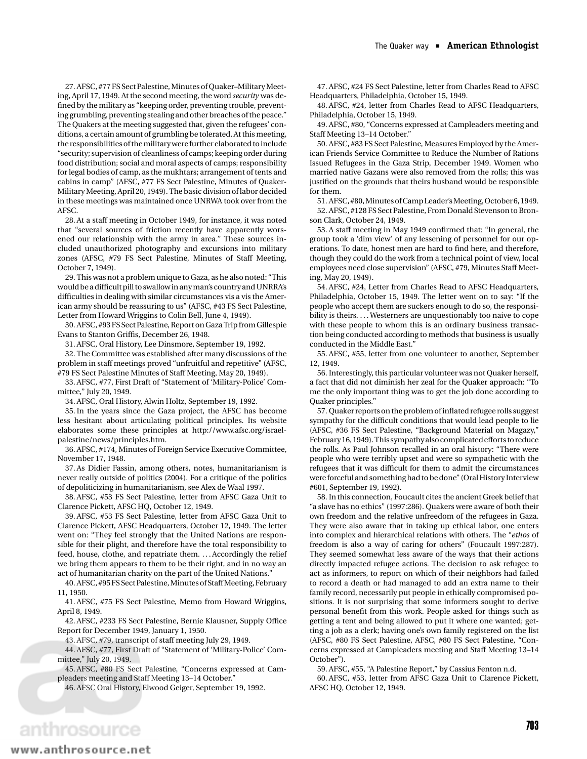27. AFSC, #77 FS Sect Palestine, Minutes of Quaker–Military Meeting, April 17, 1949. At the second meeting, the word *security* was defined by the military as "keeping order, preventing trouble, preventing grumbling, preventing stealing and other breaches of the peace." The Quakers at the meeting suggested that, given the refugees' conditions, a certain amount of grumbling be tolerated. At this meeting, the responsibilities of the military were further elaborated to include "security; supervision of cleanliness of camps; keeping order during food distribution; social and moral aspects of camps; responsibility for legal bodies of camp, as the mukhtars; arrangement of tents and cabins in camp" (AFSC, #77 FS Sect Palestine, Minutes of Quaker-Military Meeting, April 20, 1949). The basic division of labor decided in these meetings was maintained once UNRWA took over from the AFSC.

28. At a staff meeting in October 1949, for instance, it was noted that "several sources of friction recently have apparently worsened our relationship with the army in area." These sources included unauthorized photography and excursions into military zones (AFSC, #79 FS Sect Palestine, Minutes of Staff Meeting, October 7, 1949).

29. This was not a problem unique to Gaza, as he also noted: "This would be a difficult pill to swallow in any man's country and UNRRA's difficulties in dealing with similar circumstances vis a vis the American army should be reassuring to us" (AFSC, #43 FS Sect Palestine, Letter from Howard Wriggins to Colin Bell, June 4, 1949).

30. AFSC, #93 FS Sect Palestine, Report on Gaza Trip from Gillespie Evans to Stanton Griffis, December 26, 1948.

31. AFSC, Oral History, Lee Dinsmore, September 19, 1992.

32. The Committee was established after many discussions of the problem in staff meetings proved "unfruitful and repetitive" (AFSC, #79 FS Sect Palestine Minutes of Staff Meeting, May 20, 1949).

33. AFSC, #77, First Draft of "Statement of 'Military-Police' Committee," July 20, 1949.

34. AFSC, Oral History, Alwin Holtz, September 19, 1992.

35. In the years since the Gaza project, the AFSC has become less hesitant about articulating political principles. Its website elaborates some these principles at http://www.afsc.org/israel-palestine/news/principles.htm.

36. AFSC, #174, Minutes of Foreign Service Executive Committee, November 17, 1948.

37. As Didier Fassin, among others, notes, humanitarianism is never really outside of politics (2004). For a critique of the politics of depoliticizing in humanitarianism, see Alex de Waal 1997.

38. AFSC, #53 FS Sect Palestine, letter from AFSC Gaza Unit to Clarence Pickett, AFSC HQ, October 12, 1949.

39. AFSC, #53 FS Sect Palestine, letter from AFSC Gaza Unit to Clarence Pickett, AFSC Headquarters, October 12, 1949. The letter went on: "They feel strongly that the United Nations are responsible for their plight, and therefore have the total responsibility to feed, house, clothe, and repatriate them. . . . Accordingly the relief we bring them appears to them to be their right, and in no way an act of humanitarian charity on the part of the United Nations."

40. AFSC, #95 FS Sect Palestine, Minutes of Staff Meeting, February 11, 1950.

41. AFSC, #75 FS Sect Palestine, Memo from Howard Wriggins, April 8, 1949.

42. AFSC, #233 FS Sect Palestine, Bernie Klausner, Supply Office Report for December 1949, January 1, 1950.

43. AFSC, #79, transcript of staff meeting July 29, 1949.

44. AFSC, #77, First Draft of "Statement of 'Military-Police' Committee," July 20, 1949.

45. AFSC, #80 FS Sect Palestine, "Concerns expressed at Campleaders meeting and Staff Meeting 13–14 October."

46. AFSC Oral History, Elwood Geiger, September 19, 1992.

47. AFSC, #24 FS Sect Palestine, letter from Charles Read to AFSC Headquarters, Philadelphia, October 15, 1949.

48. AFSC, #24, letter from Charles Read to AFSC Headquarters, Philadelphia, October 15, 1949.

49. AFSC, #80, "Concerns expressed at Campleaders meeting and Staff Meeting 13–14 October."

50. AFSC, #83 FS Sect Palestine, Measures Employed by the American Friends Service Committee to Reduce the Number of Rations Issued Refugees in the Gaza Strip, December 1949. Women who married native Gazans were also removed from the rolls; this was justified on the grounds that theirs husband would be responsible for them.

51. AFSC, #80, Minutes of Camp Leader's Meeting, October 6, 1949.

52. AFSC, #128 FS Sect Palestine, From Donald Stevenson to Bronson Clark, October 24, 1949.

53. A staff meeting in May 1949 confirmed that: "In general, the group took a 'dim view' of any lessening of personnel for our operations. To date, honest men are hard to find here, and therefore, though they could do the work from a technical point of view, local employees need close supervision" (AFSC, #79, Minutes Staff Meeting, May 20, 1949).

54. AFSC, #24, Letter from Charles Read to AFSC Headquarters, Philadelphia, October 15, 1949. The letter went on to say: "If the people who accept them are suckers enough to do so, the responsibility is theirs. . . . Westerners are unquestionably too naive to cope with these people to whom this is an ordinary business transaction being conducted according to methods that business is usually conducted in the Middle East."

55. AFSC, #55, letter from one volunteer to another, September 12, 1949.

56. Interestingly, this particular volunteer was not Quaker herself, a fact that did not diminish her zeal for the Quaker approach: "To me the only important thing was to get the job done according to Quaker principles."

57. Quaker reports on the problem of inflated refugee rolls suggest sympathy for the difficult conditions that would lead people to lie (AFSC, #36 FS Sect Palestine, "Background Material on Magazy," February 16, 1949). This sympathy also complicated efforts to reduce the rolls. As Paul Johnson recalled in an oral history: "There were people who were terribly upset and were so sympathetic with the refugees that it was difficult for them to admit the circumstances were forceful and something had to be done" (Oral History Interview #601, September 19, 1992).

58. In this connection, Foucault cites the ancient Greek belief that "a slave has no ethics" (1997:286). Quakers were aware of both their own freedom and the relative unfreedom of the refugees in Gaza. They were also aware that in taking up ethical labor, one enters into complex and hierarchical relations with others. The "*ethos* of freedom is also a way of caring for others" (Foucault 1997:287). They seemed somewhat less aware of the ways that their actions directly impacted refugee actions. The decision to ask refugee to act as informers, to report on which of their neighbors had failed to record a death or had managed to add an extra name to their family record, necessarily put people in ethically compromised positions. It is not surprising that some informers sought to derive personal benefit from this work. People asked for things such as getting a tent and being allowed to put it where one wanted; getting a job as a clerk; having one's own family registered on the list (AFSC, #80 FS Sect Palestine, AFSC, #80 FS Sect Palestine, "Concerns expressed at Campleaders meeting and Staff Meeting 13–14 October").

59. AFSC, #55, "A Palestine Report," by Cassius Fenton n.d.

60. AFSC, #53, letter from AFSC Gaza Unit to Clarence Pickett, AFSC HQ, October 12, 1949.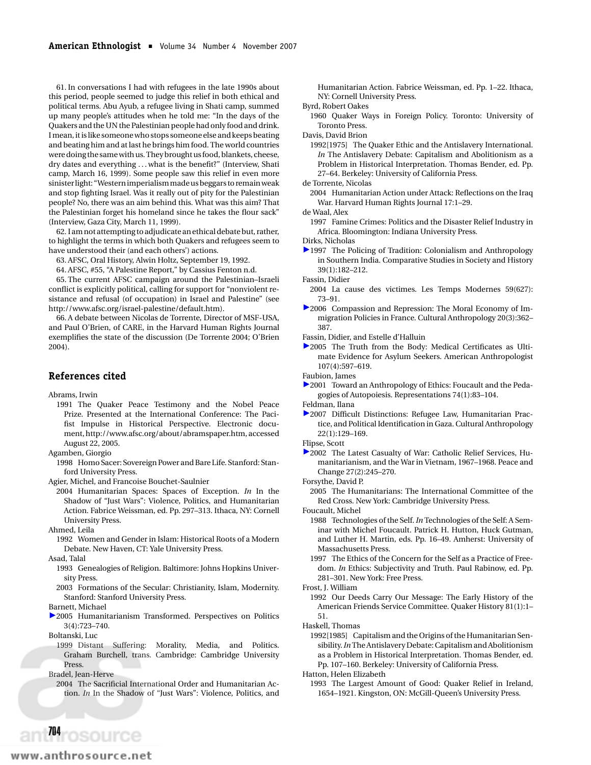61. In conversations I had with refugees in the late 1990s about this period, people seemed to judge this relief in both ethical and political terms. Abu Ayub, a refugee living in Shati camp, summed up many people's attitudes when he told me: "In the days of the Quakers and the UN the Palestinian people had only food and drink. I mean, it is like someone who stops someone else and keeps beating and beating him and at last he brings him food. The world countries were doing the same with us. They brought us food, blankets, cheese, dry dates and everything . . . what is the benefit?" (Interview, Shati camp, March 16, 1999). Some people saw this relief in even more sinister light: "Western imperialism made us beggars to remain weak and stop fighting Israel. Was it really out of pity for the Palestinian people? No, there was an aim behind this. What was this aim? That the Palestinian forget his homeland since he takes the flour sack" (Interview, Gaza City, March 11, 1999).

62. I am not attempting to adjudicate an ethical debate but, rather, to highlight the terms in which both Quakers and refugees seem to have understood their (and each others') actions.

63. AFSC, Oral History, Alwin Holtz, September 19, 1992.

64. AFSC, #55, "A Palestine Report," by Cassius Fenton n.d.

65. The current AFSC campaign around the Palestinian–Israeli conflict is explicitly political, calling for support for "nonviolent resistance and refusal (of occupation) in Israel and Palestine" (see http://www.afsc.org/israel-palestine/default.htm).

66. A debate between Nicolas de Torrente, Director of MSF-USA, and Paul O'Brien, of CARE, in the Harvard Human Rights Journal exemplifies the state of the discussion (De Torrente 2004; O'Brien 2004).

## References cited

Abrams, Irwin
1991 The Quaker Peace Testimony and the Nobel Peace Prize. Presented at the International Conference: The Pacifist Impulse in Historical Perspective. Electronic document, http://www.afsc.org/about/abramspaper.htm, accessed August 22, 2005.

Agamben, Giorgio
1998 Homo Sacer: Sovereign Power and Bare Life. Stanford: Stanford University Press.

Agier, Michel, and Francoise Bouchet-Saulnier
2004 Humanitarian Spaces: Spaces of Exception. *In* In the Shadow of "Just Wars": Violence, Politics, and Humanitarian Action. Fabrice Weissman, ed. Pp. 297–313. Ithaca, NY: Cornell University Press.

Ahmed, Leila
1992 Women and Gender in Islam: Historical Roots of a Modern Debate. New Haven, CT: Yale University Press.

Asad, Talal
1993 Genealogies of Religion. Baltimore: Johns Hopkins University Press.
2003 Formations of the Secular: Christianity, Islam, Modernity. Stanford: Stanford University Press.

Barnett, Michael
2005 Humanitarianism Transformed. Perspectives on Politics 3(4):723–740.

Boltanski, Luc
1999 Distant Suffering: Morality, Media, and Politics. Graham Burchell, trans. Cambridge: Cambridge University Press.

Bradel, Jean-Herve
2004 The Sacrificial International Order and Humanitarian Action. *In* In the Shadow of "Just Wars": Violence, Politics, and Humanitarian Action. Fabrice Weissman, ed. Pp. 1–22. Ithaca, NY: Cornell University Press.

Byrd, Robert Oakes
1960 Quaker Ways in Foreign Policy. Toronto: University of Toronto Press.

Davis, David Brion
1992[1975] The Quaker Ethic and the Antislavery International. *In* The Antislavery Debate: Capitalism and Abolitionism as a Problem in Historical Interpretation. Thomas Bender, ed. Pp. 27–64. Berkeley: University of California Press.

de Torrente, Nicolas
2004 Humanitarian Action under Attack: Reflections on the Iraq War. Harvard Human Rights Journal 17:1–29.

de Waal, Alex
1997 Famine Crimes: Politics and the Disaster Relief Industry in Africa. Bloomington: Indiana University Press.

Dirks, Nicholas
1997 The Policing of Tradition: Colonialism and Anthropology in Southern India. Comparative Studies in Society and History 39(1):182–212.

Fassin, Didier
2004 La cause des victimes. Les Temps Modernes 59(627): 73–91.
2006 Compassion and Repression: The Moral Economy of Immigration Policies in France. Cultural Anthropology 20(3):362–387.

Fassin, Didier, and Estelle d'Halluin
2005 The Truth from the Body: Medical Certificates as Ultimate Evidence for Asylum Seekers. American Anthropologist 107(4):597–619.

Faubion, James
2001 Toward an Anthropology of Ethics: Foucault and the Pedagogies of Autopoiesis. Representations 74(1):83–104.

Feldman, Ilana
2007 Difficult Distinctions: Refugee Law, Humanitarian Practice, and Political Identification in Gaza. Cultural Anthropology 22(1):129–169.

Flipse, Scott
2002 The Latest Casualty of War: Catholic Relief Services, Humanitarianism, and the War in Vietnam, 1967–1968. Peace and Change 27(2):245–270.

Forsythe, David P.
2005 The Humanitarians: The International Committee of the Red Cross. New York: Cambridge University Press.

Foucault, Michel
1988 Technologies of the Self. *In* Technologies of the Self: A Seminar with Michel Foucault. Patrick H. Hutton, Huck Gutman, and Luther H. Martin, eds. Pp. 16–49. Amherst: University of Massachusetts Press.
1997 The Ethics of the Concern for the Self as a Practice of Freedom. *In* Ethics: Subjectivity and Truth. Paul Rabinow, ed. Pp. 281–301. New York: Free Press.

Frost, J. William
1992 Our Deeds Carry Our Message: The Early History of the American Friends Service Committee. Quaker History 81(1):1–51.

Haskell, Thomas
1992[1985] Capitalism and the Origins of the Humanitarian Sensibility. *In* The Antislavery Debate: Capitalism and Abolitionism as a Problem in Historical Interpretation. Thomas Bender, ed. Pp. 107–160. Berkeley: University of California Press.

Hatton, Helen Elizabeth
1993 The Largest Amount of Good: Quaker Relief in Ireland, 1654–1921. Kingston, ON: McGill-Queen's University Press.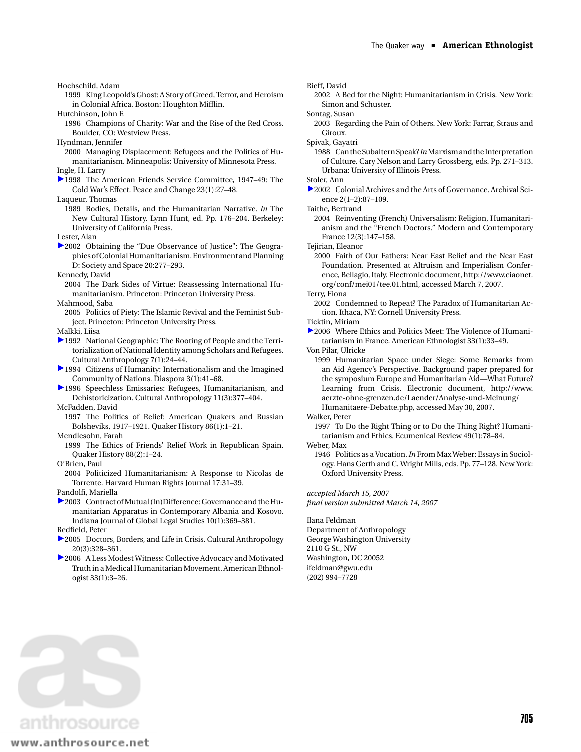Hochschild, Adam

1999 King Leopold's Ghost: A Story of Greed, Terror, and Heroism in Colonial Africa. Boston: Houghton Mifflin.

Hutchinson, John F.

1996 Champions of Charity: War and the Rise of the Red Cross. Boulder, CO: Westview Press.

Hyndman, Jennifer

2000 Managing Displacement: Refugees and the Politics of Humanitarianism. Minneapolis: University of Minnesota Press.

Ingle, H. Larry

1998 The American Friends Service Committee, 1947–49: The Cold War's Effect. Peace and Change 23(1):27–48.

Laqueur, Thomas

1989 Bodies, Details, and the Humanitarian Narrative. *In* The New Cultural History. Lynn Hunt, ed. Pp. 176–204. Berkeley: University of California Press.

Lester, Alan

2002 Obtaining the "Due Observance of Justice": The Geographies of Colonial Humanitarianism. Environment and Planning D: Society and Space 20:277–293.

Kennedy, David

2004 The Dark Sides of Virtue: Reassessing International Humanitarianism. Princeton: Princeton University Press.

Mahmood, Saba

2005 Politics of Piety: The Islamic Revival and the Feminist Subject. Princeton: Princeton University Press.

Malkki, Liisa

1992 National Geographic: The Rooting of People and the Territorialization of National Identity among Scholars and Refugees. Cultural Anthropology 7(1):24–44.

1994 Citizens of Humanity: Internationalism and the Imagined Community of Nations. Diaspora 3(1):41–68.

1996 Speechless Emissaries: Refugees, Humanitarianism, and Dehistoricization. Cultural Anthropology 11(3):377–404.

McFadden, David

1997 The Politics of Relief: American Quakers and Russian Bolsheviks, 1917–1921. Quaker History 86(1):1–21.

Mendlesohn, Farah

1999 The Ethics of Friends' Relief Work in Republican Spain. Quaker History 88(2):1–24.

O'Brien, Paul

2004 Politicized Humanitarianism: A Response to Nicolas de Torrente. Harvard Human Rights Journal 17:31–39.

Pandolfi, Mariella

2003 Contract of Mutual (In)Difference: Governance and the Humanitarian Apparatus in Contemporary Albania and Kosovo. Indiana Journal of Global Legal Studies 10(1):369–381.

Redfield, Peter

2005 Doctors, Borders, and Life in Crisis. Cultural Anthropology 20(3):328–361.

2006 A Less Modest Witness: Collective Advocacy and Motivated Truth in a Medical Humanitarian Movement. American Ethnologist 33(1):3–26.

Rieff, David

2002 A Bed for the Night: Humanitarianism in Crisis. New York: Simon and Schuster.

Sontag, Susan

2003 Regarding the Pain of Others. New York: Farrar, Straus and Giroux.

Spivak, Gayatri

1988 Can the Subaltern Speak? *In* Marxism and the Interpretation of Culture. Cary Nelson and Larry Grossberg, eds. Pp. 271–313. Urbana: University of Illinois Press.

Stoler, Ann

2002 Colonial Archives and the Arts of Governance. Archival Science 2(1–2):87–109.

Taithe, Bertrand

2004 Reinventing (French) Universalism: Religion, Humanitarianism and the "French Doctors." Modern and Contemporary France 12(3):147–158.

Tejirian, Eleanor

2000 Faith of Our Fathers: Near East Relief and the Near East Foundation. Presented at Altruism and Imperialism Conference, Bellagio, Italy. Electronic document, http://www.ciaonet.org/conf/mei01/tee.01.html, accessed March 7, 2007.

Terry, Fiona

2002 Condemned to Repeat? The Paradox of Humanitarian Action. Ithaca, NY: Cornell University Press.

Ticktin, Miriam

2006 Where Ethics and Politics Meet: The Violence of Humanitarianism in France. American Ethnologist 33(1):33–49.

Von Pilar, Ulricke

1999 Humanitarian Space under Siege: Some Remarks from an Aid Agency's Perspective. Background paper prepared for the symposium Europe and Humanitarian Aid—What Future? Learning from Crisis. Electronic document, http://www.aerzte-ohne-grenzen.de/Laender/Analyse-und-Meinung/Humanitaere-Debatte.php, accessed May 30, 2007.

Walker, Peter

1997 To Do the Right Thing or to Do the Thing Right? Humanitarianism and Ethics. Ecumenical Review 49(1):78–84.

Weber, Max

1946 Politics as a Vocation. *In* From Max Weber: Essays in Sociology. Hans Gerth and C. Wright Mills, eds. Pp. 77–128. New York: Oxford University Press.

*accepted March 15, 2007*
*final version submitted March 14, 2007*

Ilana Feldman
Department of Anthropology
George Washington University
2110 G St., NW
Washington, DC 20052
ifeldman@gwu.edu
(202) 994–7728